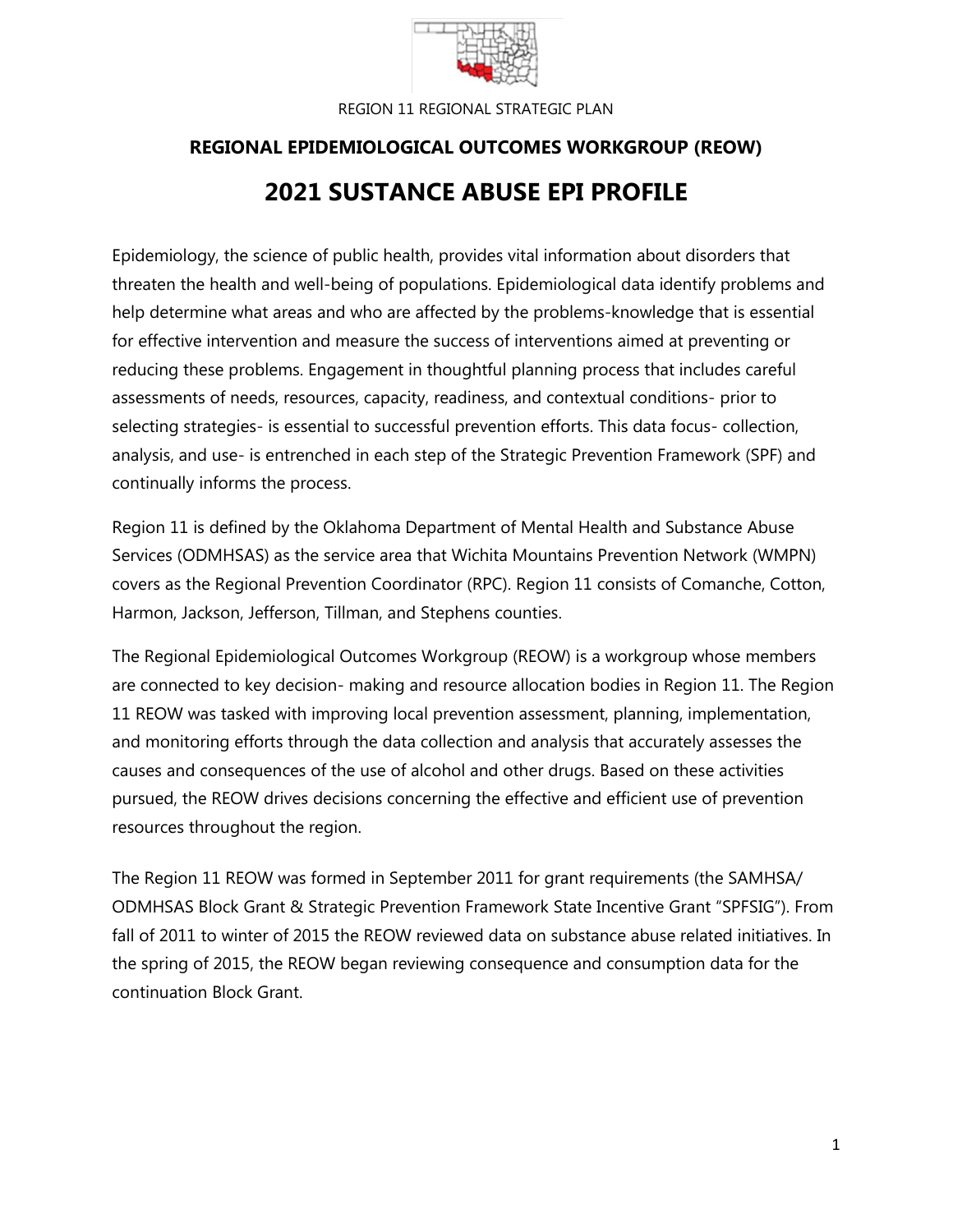REGION 11 REGIONAL STRATEGIC PLAN

**REGIONAL EPIDEMIOLOGICAL OUTCOMES WORKGROUP (REOW)**

# 2021 SUSTANCE ABUSE EPI PROFILE

Epidemiology, the science of public health, provides vital information about disorders that threaten the health and well-being of populations. Epidemiological data identify problems and help determine what areas and who are affected by the problems-knowledge that is essential for effective intervention and measure the success of interventions aimed at preventing or reducing these problems. Engagement in thoughtful planning process that includes careful assessments of needs, resources, capacity, readiness, and contextual conditions- prior to selecting strategies- is essential to successful prevention efforts. This data focus- collection, analysis, and use- is entrenched in each step of the Strategic Prevention Framework (SPF) and continually informs the process.

Region 11 is defined by the Oklahoma Department of Mental Health and Substance Abuse Services (ODMHSAS) as the service area that Wichita Mountains Prevention Network (WMPN) covers as the Regional Prevention Coordinator (RPC). Region 11 consists of Comanche, Cotton, Harmon, Jackson, Jefferson, Tillman, and Stephens counties.

The Regional Epidemiological Outcomes Workgroup (REOW) is a workgroup whose members are connected to key decision- making and resource allocation bodies in Region 11. The Region 11 REOW was tasked with improving local prevention assessment, planning, implementation, and monitoring efforts through the data collection and analysis that accurately assesses the causes and consequences of the use of alcohol and other drugs. Based on these activities pursued, the REOW drives decisions concerning the effective and efficient use of prevention resources throughout the region.

The Region 11 REOW was formed in September 2011 for grant requirements (the SAMHSA/ ODMHSAS Block Grant & Strategic Prevention Framework State Incentive Grant "SPFSIG"). From fall of 2011 to winter of 2015 the REOW reviewed data on substance abuse related initiatives. In the spring of 2015, the REOW began reviewing consequence and consumption data for the continuation Block Grant.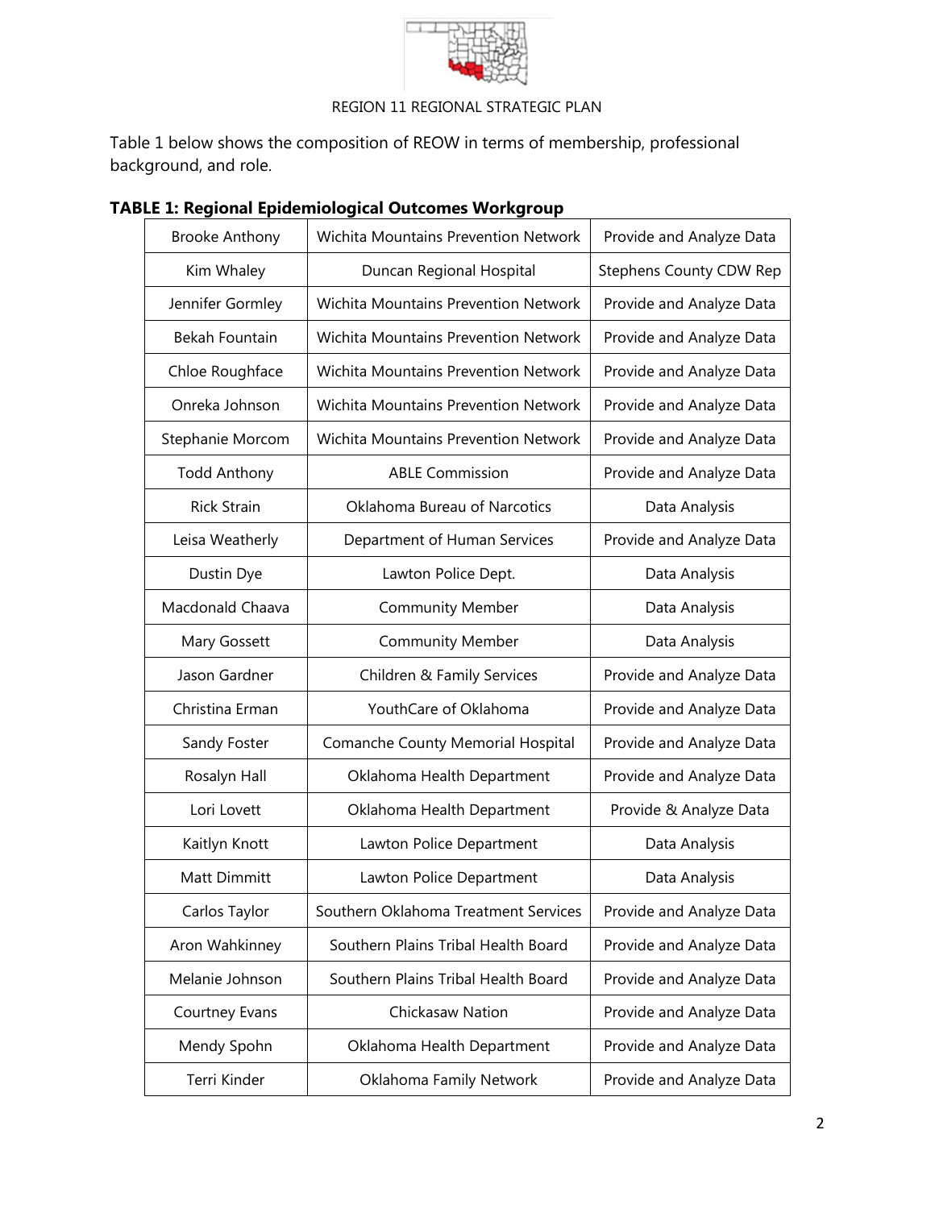Table 1 below shows the composition of REOW in terms of membership, professional background, and role.

**TABLE 1: Regional Epidemiological Outcomes Workgroup**

| Brooke Anthony | Wichita Mountains Prevention Network | Provide and Analyze Data |
|---|---|---|
| Kim Whaley | Duncan Regional Hospital | Stephens County CDW Rep |
| Jennifer Gormley | Wichita Mountains Prevention Network | Provide and Analyze Data |
| Bekah Fountain | Wichita Mountains Prevention Network | Provide and Analyze Data |
| Chloe Roughface | Wichita Mountains Prevention Network | Provide and Analyze Data |
| Onreka Johnson | Wichita Mountains Prevention Network | Provide and Analyze Data |
| Stephanie Morcom | Wichita Mountains Prevention Network | Provide and Analyze Data |
| Todd Anthony | ABLE Commission | Provide and Analyze Data |
| Rick Strain | Oklahoma Bureau of Narcotics | Data Analysis |
| Leisa Weatherly | Department of Human Services | Provide and Analyze Data |
| Dustin Dye | Lawton Police Dept. | Data Analysis |
| Macdonald Chaava | Community Member | Data Analysis |
| Mary Gossett | Community Member | Data Analysis |
| Jason Gardner | Children & Family Services | Provide and Analyze Data |
| Christina Erman | YouthCare of Oklahoma | Provide and Analyze Data |
| Sandy Foster | Comanche County Memorial Hospital | Provide and Analyze Data |
| Rosalyn Hall | Oklahoma Health Department | Provide and Analyze Data |
| Lori Lovett | Oklahoma Health Department | Provide & Analyze Data |
| Kaitlyn Knott | Lawton Police Department | Data Analysis |
| Matt Dimmitt | Lawton Police Department | Data Analysis |
| Carlos Taylor | Southern Oklahoma Treatment Services | Provide and Analyze Data |
| Aron Wahkinney | Southern Plains Tribal Health Board | Provide and Analyze Data |
| Melanie Johnson | Southern Plains Tribal Health Board | Provide and Analyze Data |
| Courtney Evans | Chickasaw Nation | Provide and Analyze Data |
| Mendy Spohn | Oklahoma Health Department | Provide and Analyze Data |
| Terri Kinder | Oklahoma Family Network | Provide and Analyze Data |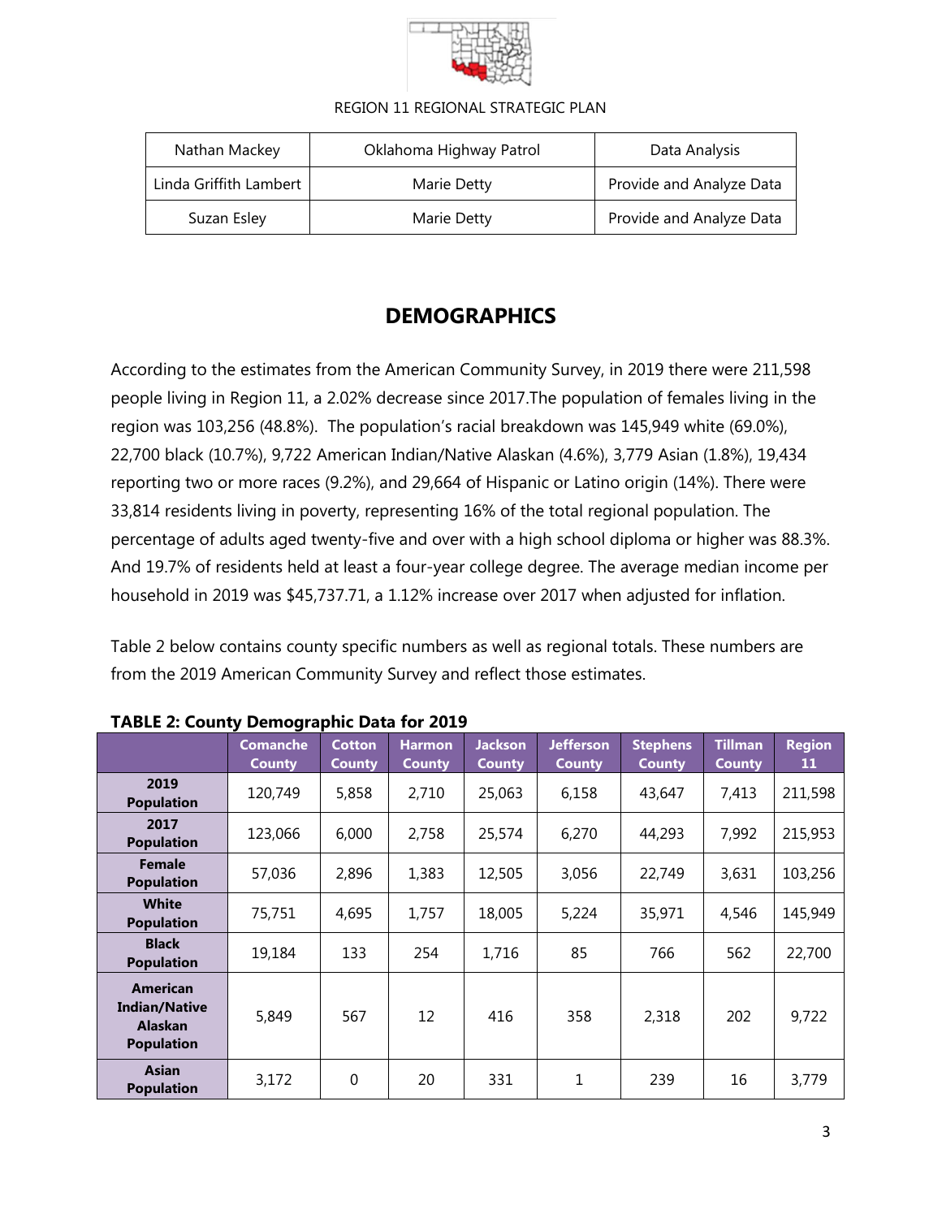| Nathan Mackey | Oklahoma Highway Patrol | Data Analysis |
| --- | --- | --- |
| Linda Griffith Lambert | Marie Detty | Provide and Analyze Data |
| Suzan Esley | Marie Detty | Provide and Analyze Data |

## DEMOGRAPHICS

According to the estimates from the American Community Survey, in 2019 there were 211,598 people living in Region 11, a 2.02% decrease since 2017.The population of females living in the region was 103,256 (48.8%). The population's racial breakdown was 145,949 white (69.0%), 22,700 black (10.7%), 9,722 American Indian/Native Alaskan (4.6%), 3,779 Asian (1.8%), 19,434 reporting two or more races (9.2%), and 29,664 of Hispanic or Latino origin (14%). There were 33,814 residents living in poverty, representing 16% of the total regional population. The percentage of adults aged twenty-five and over with a high school diploma or higher was 88.3%. And 19.7% of residents held at least a four-year college degree. The average median income per household in 2019 was $45,737.71, a 1.12% increase over 2017 when adjusted for inflation.

Table 2 below contains county specific numbers as well as regional totals. These numbers are from the 2019 American Community Survey and reflect those estimates.

**TABLE 2: County Demographic Data for 2019**

| | Comanche County | Cotton County | Harmon County | Jackson County | Jefferson County | Stephens County | Tillman County | Region 11 |
| --- | --- | --- | --- | --- | --- | --- | --- | --- |
| **2019 Population** | 120,749 | 5,858 | 2,710 | 25,063 | 6,158 | 43,647 | 7,413 | 211,598 |
| **2017 Population** | 123,066 | 6,000 | 2,758 | 25,574 | 6,270 | 44,293 | 7,992 | 215,953 |
| **Female Population** | 57,036 | 2,896 | 1,383 | 12,505 | 3,056 | 22,749 | 3,631 | 103,256 |
| **White Population** | 75,751 | 4,695 | 1,757 | 18,005 | 5,224 | 35,971 | 4,546 | 145,949 |
| **Black Population** | 19,184 | 133 | 254 | 1,716 | 85 | 766 | 562 | 22,700 |
| **American Indian/Native Alaskan Population** | 5,849 | 567 | 12 | 416 | 358 | 2,318 | 202 | 9,722 |
| **Asian Population** | 3,172 | 0 | 20 | 331 | 1 | 239 | 16 | 3,779 |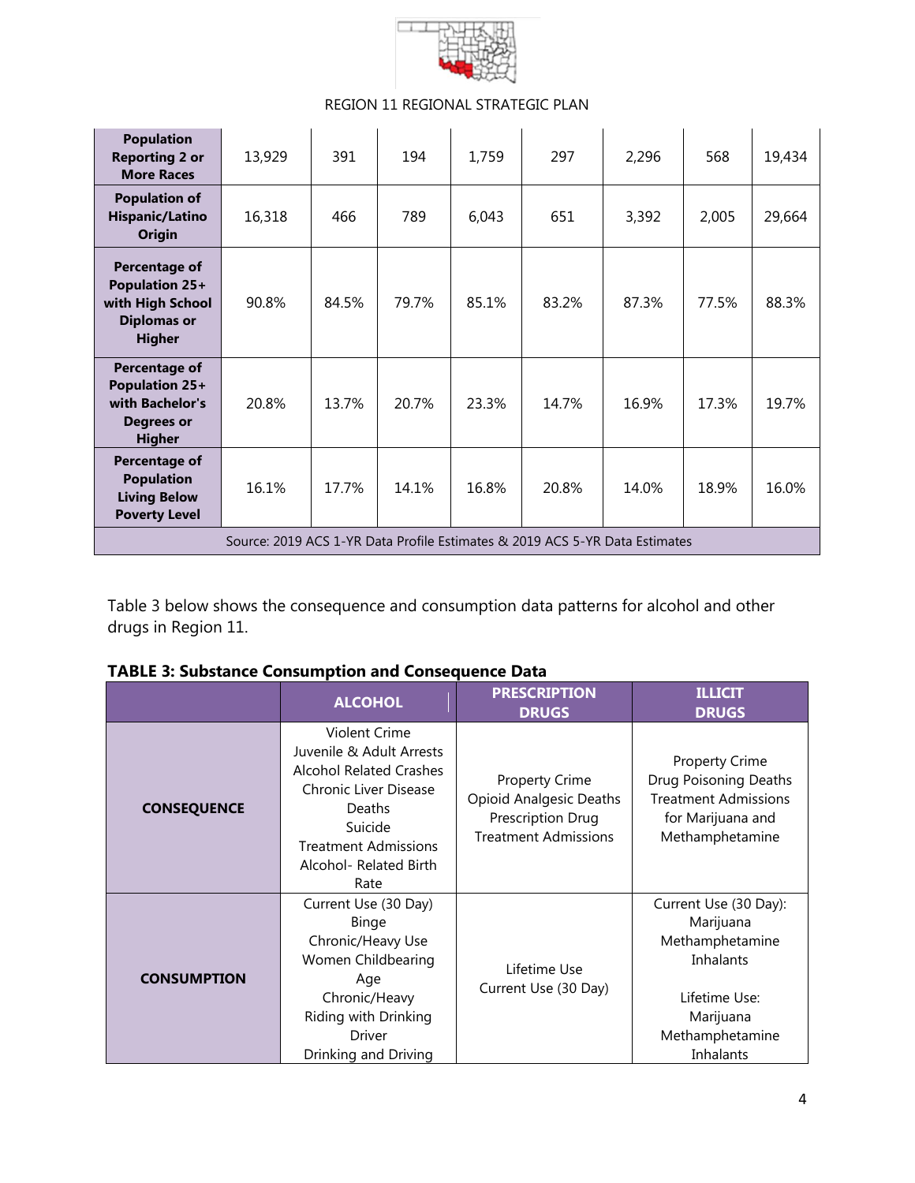| Population Reporting 2 or More Races | 13,929 | 391 | 194 | 1,759 | 297 | 2,296 | 568 | 19,434 |
|---|---|---|---|---|---|---|---|---|
| Population of Hispanic/Latino Origin | 16,318 | 466 | 789 | 6,043 | 651 | 3,392 | 2,005 | 29,664 |
| Percentage of Population 25+ with High School Diplomas or Higher | 90.8% | 84.5% | 79.7% | 85.1% | 83.2% | 87.3% | 77.5% | 88.3% |
| Percentage of Population 25+ with Bachelor's Degrees or Higher | 20.8% | 13.7% | 20.7% | 23.3% | 14.7% | 16.9% | 17.3% | 19.7% |
| Percentage of Population Living Below Poverty Level | 16.1% | 17.7% | 14.1% | 16.8% | 20.8% | 14.0% | 18.9% | 16.0% |
| Source: 2019 ACS 1-YR Data Profile Estimates & 2019 ACS 5-YR Data Estimates | | | | | | | | |

Table 3 below shows the consequence and consumption data patterns for alcohol and other drugs in Region 11.

**TABLE 3: Substance Consumption and Consequence Data**

| | ALCOHOL | PRESCRIPTION DRUGS | ILLICIT DRUGS |
|---|---|---|---|
| **CONSEQUENCE** | Violent Crime<br>Juvenile & Adult Arrests<br>Alcohol Related Crashes<br>Chronic Liver Disease Deaths<br>Suicide<br>Treatment Admissions<br>Alcohol- Related Birth Rate | Property Crime<br>Opioid Analgesic Deaths<br>Prescription Drug Treatment Admissions | Property Crime<br>Drug Poisoning Deaths<br>Treatment Admissions for Marijuana and Methamphetamine |
| **CONSUMPTION** | Current Use (30 Day)<br>Binge<br>Chronic/Heavy Use<br>Women Childbearing Age<br>Chronic/Heavy<br>Riding with Drinking Driver<br>Drinking and Driving | Lifetime Use<br>Current Use (30 Day) | Current Use (30 Day):<br>Marijuana<br>Methamphetamine<br>Inhalants<br><br>Lifetime Use:<br>Marijuana<br>Methamphetamine<br>Inhalants |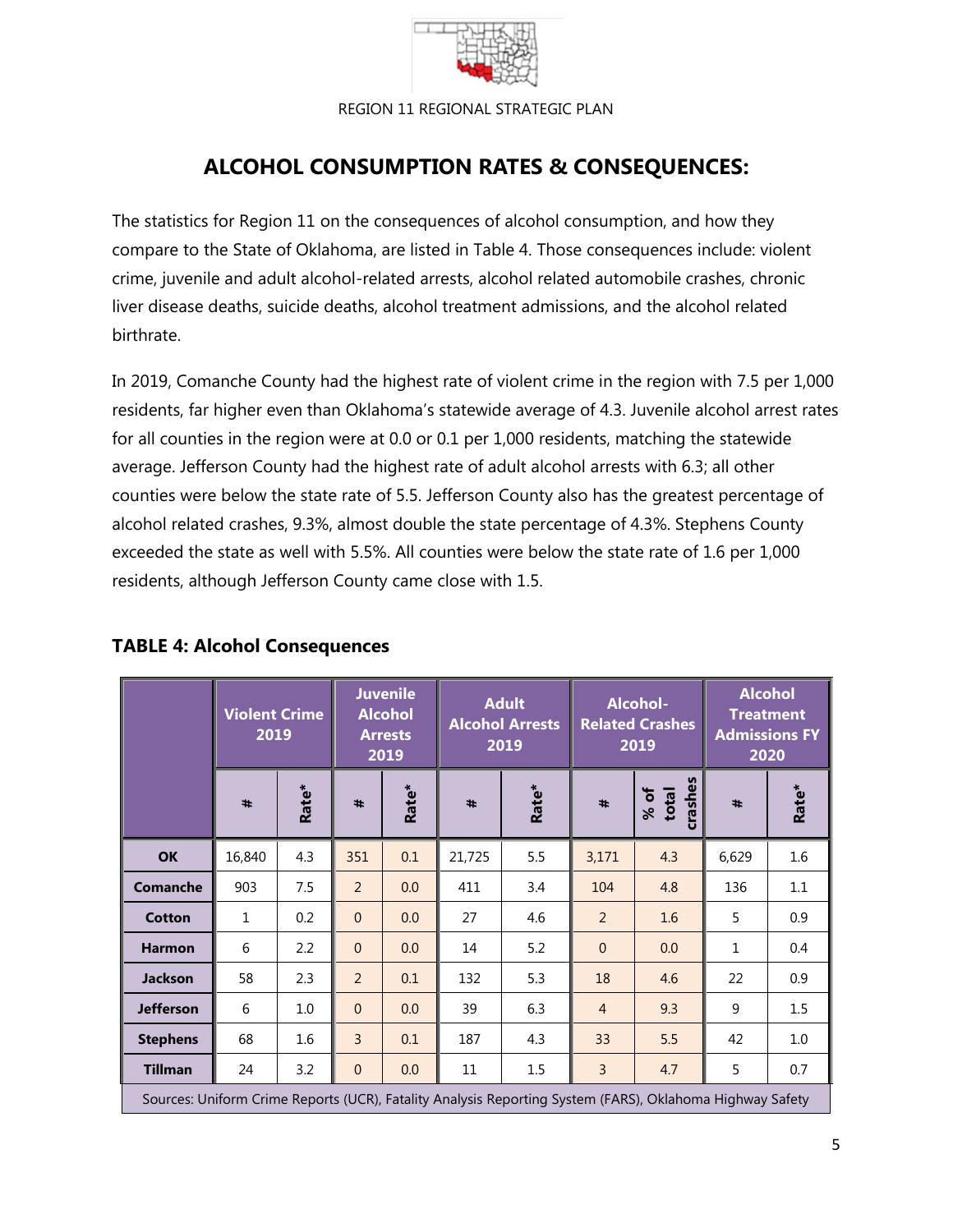## ALCOHOL CONSUMPTION RATES & CONSEQUENCES:

The statistics for Region 11 on the consequences of alcohol consumption, and how they compare to the State of Oklahoma, are listed in Table 4. Those consequences include: violent crime, juvenile and adult alcohol-related arrests, alcohol related automobile crashes, chronic liver disease deaths, suicide deaths, alcohol treatment admissions, and the alcohol related birthrate.

In 2019, Comanche County had the highest rate of violent crime in the region with 7.5 per 1,000 residents, far higher even than Oklahoma's statewide average of 4.3. Juvenile alcohol arrest rates for all counties in the region were at 0.0 or 0.1 per 1,000 residents, matching the statewide average. Jefferson County had the highest rate of adult alcohol arrests with 6.3; all other counties were below the state rate of 5.5. Jefferson County also has the greatest percentage of alcohol related crashes, 9.3%, almost double the state percentage of 4.3%. Stephens County exceeded the state as well with 5.5%. All counties were below the state rate of 1.6 per 1,000 residents, although Jefferson County came close with 1.5.

### TABLE 4: Alcohol Consequences

| | Violent Crime 2019 | | Juvenile Alcohol Arrests 2019 | | Adult Alcohol Arrests 2019 | | Alcohol-Related Crashes 2019 | | Alcohol Treatment Admissions FY 2020 | |
|---|---|---|---|---|---|---|---|---|---|---|
| | # | Rate* | # | Rate* | # | Rate* | # | % of total crashes | # | Rate* |
| **OK** | 16,840 | 4.3 | 351 | 0.1 | 21,725 | 5.5 | 3,171 | 4.3 | 6,629 | 1.6 |
| **Comanche** | 903 | 7.5 | 2 | 0.0 | 411 | 3.4 | 104 | 4.8 | 136 | 1.1 |
| **Cotton** | 1 | 0.2 | 0 | 0.0 | 27 | 4.6 | 2 | 1.6 | 5 | 0.9 |
| **Harmon** | 6 | 2.2 | 0 | 0.0 | 14 | 5.2 | 0 | 0.0 | 1 | 0.4 |
| **Jackson** | 58 | 2.3 | 2 | 0.1 | 132 | 5.3 | 18 | 4.6 | 22 | 0.9 |
| **Jefferson** | 6 | 1.0 | 0 | 0.0 | 39 | 6.3 | 4 | 9.3 | 9 | 1.5 |
| **Stephens** | 68 | 1.6 | 3 | 0.1 | 187 | 4.3 | 33 | 5.5 | 42 | 1.0 |
| **Tillman** | 24 | 3.2 | 0 | 0.0 | 11 | 1.5 | 3 | 4.7 | 5 | 0.7 |

Sources: Uniform Crime Reports (UCR), Fatality Analysis Reporting System (FARS), Oklahoma Highway Safety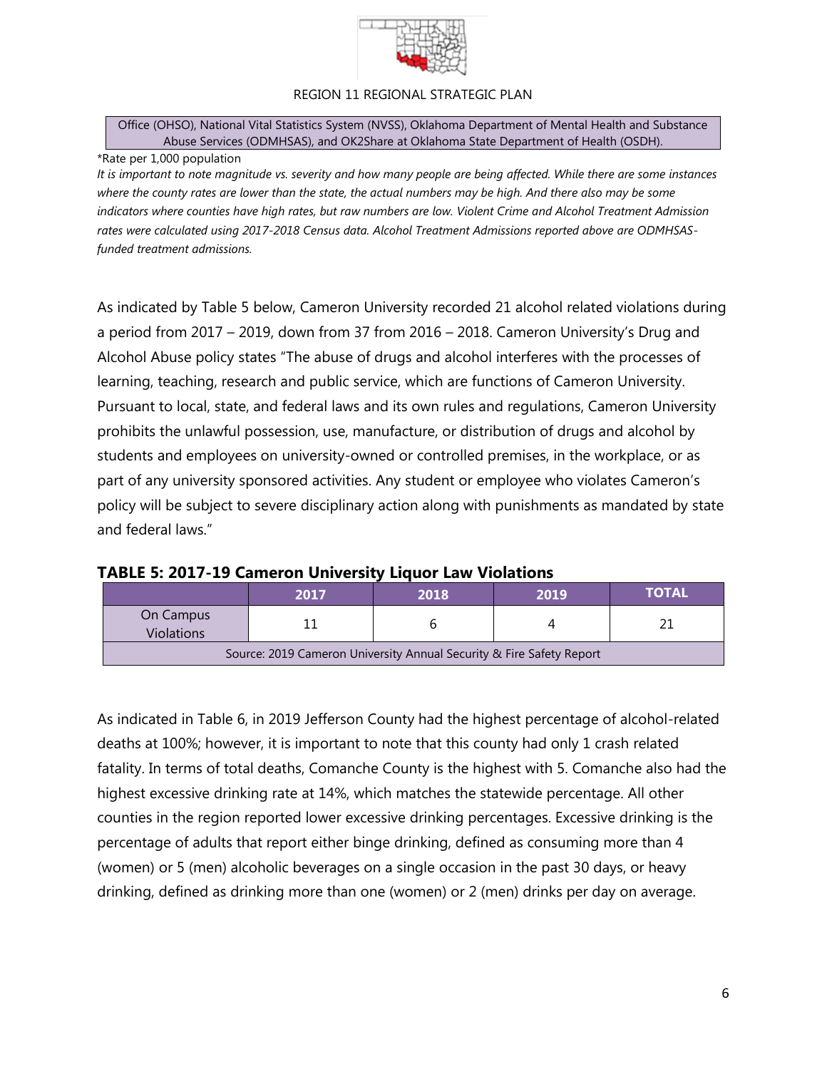| Office (OHSO), National Vital Statistics System (NVSS), Oklahoma Department of Mental Health and Substance Abuse Services (ODMHSAS), and OK2Share at Oklahoma State Department of Health (OSDH). |
|---|

*Rate per 1,000 population

*It is important to note magnitude vs. severity and how many people are being affected. While there are some instances where the county rates are lower than the state, the actual numbers may be high. And there also may be some indicators where counties have high rates, but raw numbers are low. Violent Crime and Alcohol Treatment Admission rates were calculated using 2017-2018 Census data. Alcohol Treatment Admissions reported above are ODMHSAS-funded treatment admissions.*

As indicated by Table 5 below, Cameron University recorded 21 alcohol related violations during a period from 2017 – 2019, down from 37 from 2016 – 2018. Cameron University's Drug and Alcohol Abuse policy states "The abuse of drugs and alcohol interferes with the processes of learning, teaching, research and public service, which are functions of Cameron University. Pursuant to local, state, and federal laws and its own rules and regulations, Cameron University prohibits the unlawful possession, use, manufacture, or distribution of drugs and alcohol by students and employees on university-owned or controlled premises, in the workplace, or as part of any university sponsored activities. Any student or employee who violates Cameron's policy will be subject to severe disciplinary action along with punishments as mandated by state and federal laws."

**TABLE 5: 2017-19 Cameron University Liquor Law Violations**

| | 2017 | 2018 | 2019 | TOTAL |
|---|---|---|---|---|
| On Campus Violations | 11 | 6 | 4 | 21 |
| Source: 2019 Cameron University Annual Security & Fire Safety Report | | | | |

As indicated in Table 6, in 2019 Jefferson County had the highest percentage of alcohol-related deaths at 100%; however, it is important to note that this county had only 1 crash related fatality. In terms of total deaths, Comanche County is the highest with 5. Comanche also had the highest excessive drinking rate at 14%, which matches the statewide percentage. All other counties in the region reported lower excessive drinking percentages. Excessive drinking is the percentage of adults that report either binge drinking, defined as consuming more than 4 (women) or 5 (men) alcoholic beverages on a single occasion in the past 30 days, or heavy drinking, defined as drinking more than one (women) or 2 (men) drinks per day on average.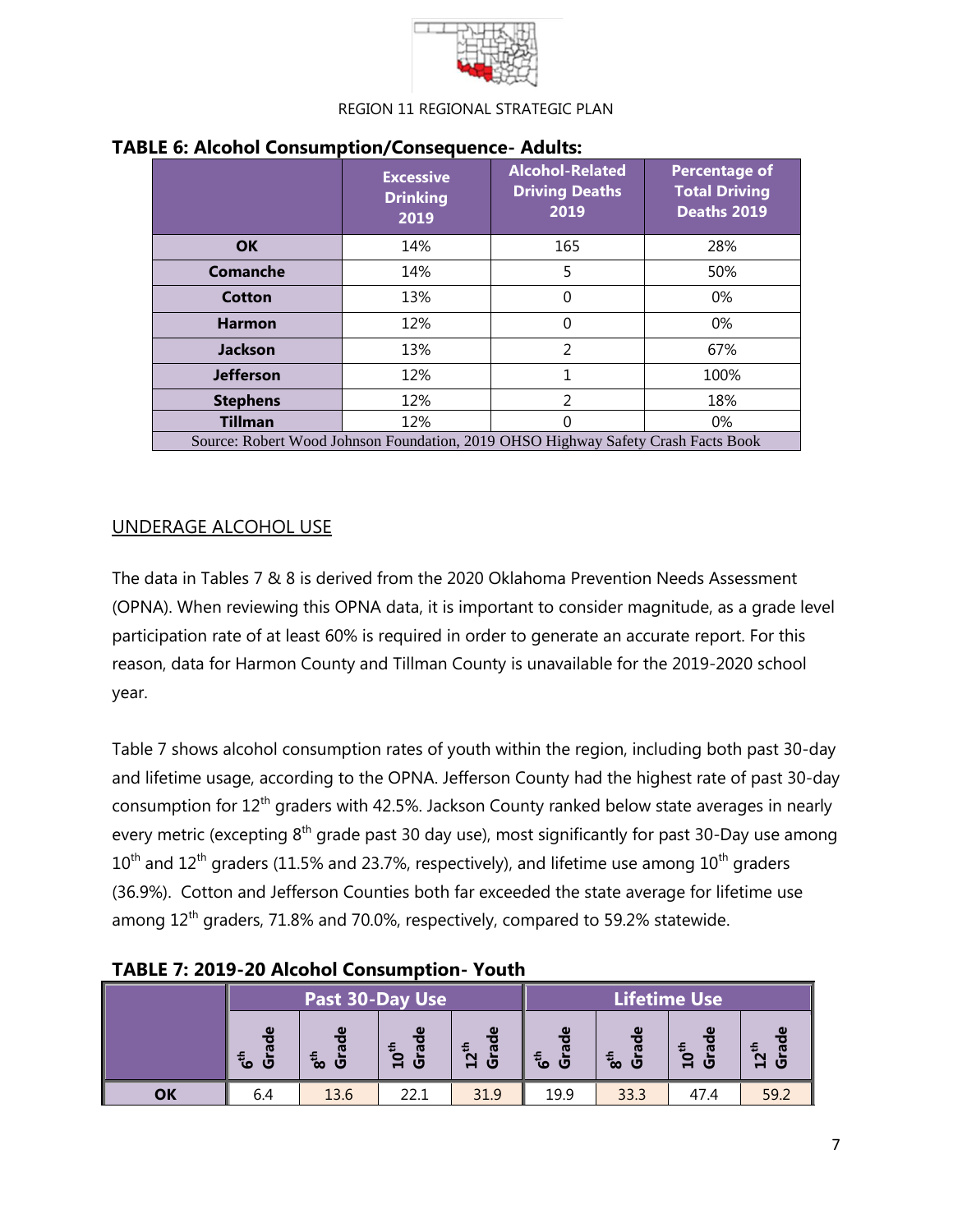REGION 11 REGIONAL STRATEGIC PLAN

**TABLE 6: Alcohol Consumption/Consequence- Adults:**

| | Excessive Drinking 2019 | Alcohol-Related Driving Deaths 2019 | Percentage of Total Driving Deaths 2019 |
|---|---|---|---|
| **OK** | 14% | 165 | 28% |
| **Comanche** | 14% | 5 | 50% |
| **Cotton** | 13% | 0 | 0% |
| **Harmon** | 12% | 0 | 0% |
| **Jackson** | 13% | 2 | 67% |
| **Jefferson** | 12% | 1 | 100% |
| **Stephens** | 12% | 2 | 18% |
| **Tillman** | 12% | 0 | 0% |
| Source: Robert Wood Johnson Foundation, 2019 OHSO Highway Safety Crash Facts Book | | | |

## UNDERAGE ALCOHOL USE

The data in Tables 7 & 8 is derived from the 2020 Oklahoma Prevention Needs Assessment (OPNA). When reviewing this OPNA data, it is important to consider magnitude, as a grade level participation rate of at least 60% is required in order to generate an accurate report. For this reason, data for Harmon County and Tillman County is unavailable for the 2019-2020 school year.

Table 7 shows alcohol consumption rates of youth within the region, including both past 30-day and lifetime usage, according to the OPNA. Jefferson County had the highest rate of past 30-day consumption for 12th graders with 42.5%. Jackson County ranked below state averages in nearly every metric (excepting 8th grade past 30 day use), most significantly for past 30-Day use among 10th and 12th graders (11.5% and 23.7%, respectively), and lifetime use among 10th graders (36.9%). Cotton and Jefferson Counties both far exceeded the state average for lifetime use among 12th graders, 71.8% and 70.0%, respectively, compared to 59.2% statewide.

**TABLE 7: 2019-20 Alcohol Consumption- Youth**

| | Past 30-Day Use | | | | Lifetime Use | | | |
|---|---|---|---|---|---|---|---|---|
| | 6th Grade | 8th Grade | 10th Grade | 12th Grade | 6th Grade | 8th Grade | 10th Grade | 12th Grade |
| **OK** | 6.4 | 13.6 | 22.1 | 31.9 | 19.9 | 33.3 | 47.4 | 59.2 |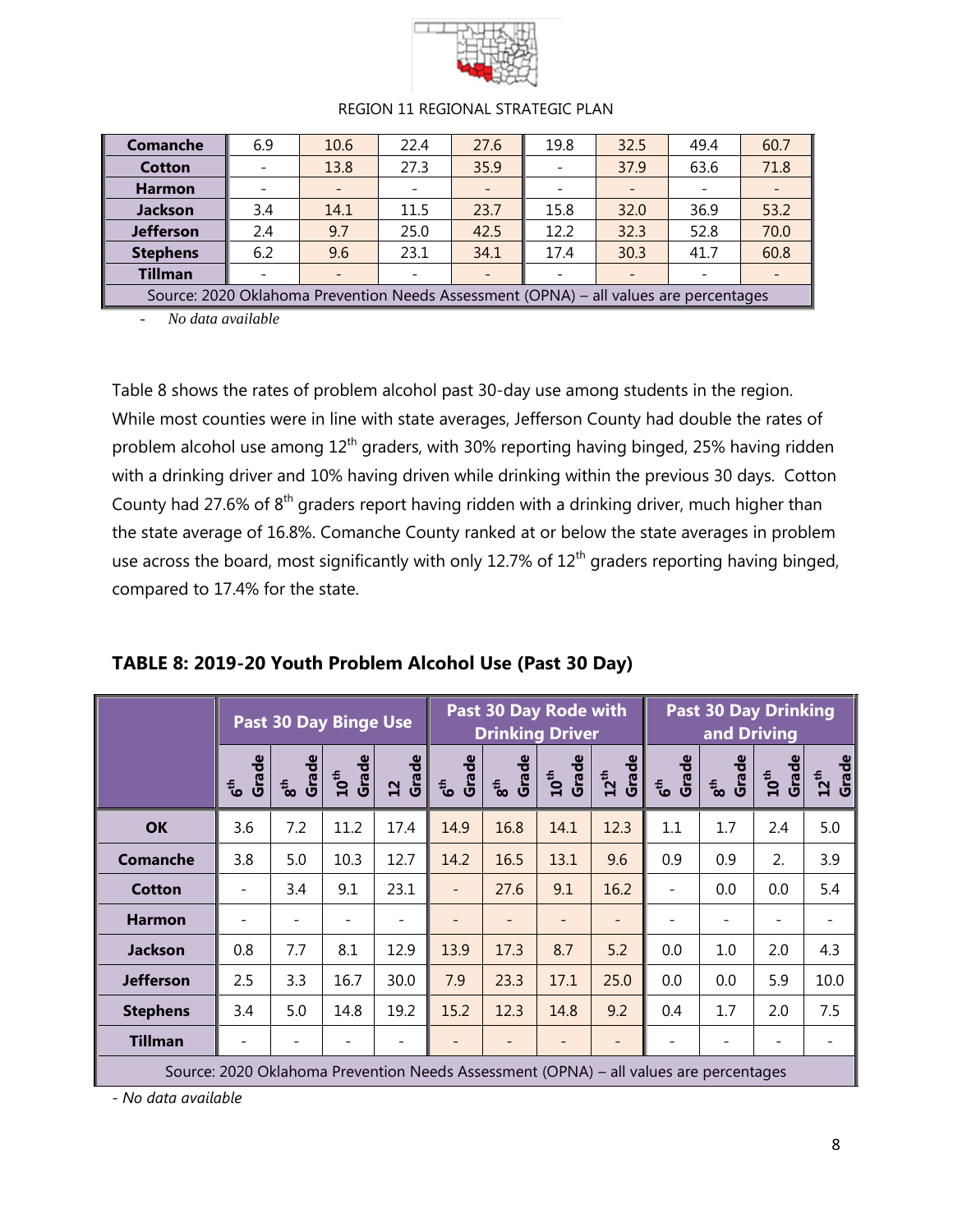| Comanche | 6.9 | 10.6 | 22.4 | 27.6 | 19.8 | 32.5 | 49.4 | 60.7 |
|---|---|---|---|---|---|---|---|---|
| Cotton | - | 13.8 | 27.3 | 35.9 | - | 37.9 | 63.6 | 71.8 |
| Harmon | - | - | - | - | - | - | - | - |
| Jackson | 3.4 | 14.1 | 11.5 | 23.7 | 15.8 | 32.0 | 36.9 | 53.2 |
| Jefferson | 2.4 | 9.7 | 25.0 | 42.5 | 12.2 | 32.3 | 52.8 | 70.0 |
| Stephens | 6.2 | 9.6 | 23.1 | 34.1 | 17.4 | 30.3 | 41.7 | 60.8 |
| Tillman | - | - | - | - | - | - | - | - |
| Source: 2020 Oklahoma Prevention Needs Assessment (OPNA) – all values are percentages | | | | | | | | |

- *No data available*

Table 8 shows the rates of problem alcohol past 30-day use among students in the region. While most counties were in line with state averages, Jefferson County had double the rates of problem alcohol use among 12th graders, with 30% reporting having binged, 25% having ridden with a drinking driver and 10% having driven while drinking within the previous 30 days. Cotton County had 27.6% of 8th graders report having ridden with a drinking driver, much higher than the state average of 16.8%. Comanche County ranked at or below the state averages in problem use across the board, most significantly with only 12.7% of 12th graders reporting having binged, compared to 17.4% for the state.

**TABLE 8: 2019-20 Youth Problem Alcohol Use (Past 30 Day)**

| | Past 30 Day Binge Use | | | | Past 30 Day Rode with Drinking Driver | | | | Past 30 Day Drinking and Driving | | | |
|---|---|---|---|---|---|---|---|---|---|---|---|---|
| | 6th Grade | 8th Grade | 10th Grade | 12 Grade | 6th Grade | 8th Grade | 10th Grade | 12th Grade | 6th Grade | 8th Grade | 10th Grade | 12th Grade |
| OK | 3.6 | 7.2 | 11.2 | 17.4 | 14.9 | 16.8 | 14.1 | 12.3 | 1.1 | 1.7 | 2.4 | 5.0 |
| Comanche | 3.8 | 5.0 | 10.3 | 12.7 | 14.2 | 16.5 | 13.1 | 9.6 | 0.9 | 0.9 | 2. | 3.9 |
| Cotton | - | 3.4 | 9.1 | 23.1 | - | 27.6 | 9.1 | 16.2 | - | 0.0 | 0.0 | 5.4 |
| Harmon | - | - | - | - | - | - | - | - | - | - | - | - |
| Jackson | 0.8 | 7.7 | 8.1 | 12.9 | 13.9 | 17.3 | 8.7 | 5.2 | 0.0 | 1.0 | 2.0 | 4.3 |
| Jefferson | 2.5 | 3.3 | 16.7 | 30.0 | 7.9 | 23.3 | 17.1 | 25.0 | 0.0 | 0.0 | 5.9 | 10.0 |
| Stephens | 3.4 | 5.0 | 14.8 | 19.2 | 15.2 | 12.3 | 14.8 | 9.2 | 0.4 | 1.7 | 2.0 | 7.5 |
| Tillman | - | - | - | - | - | - | - | - | - | - | - | - |
| Source: 2020 Oklahoma Prevention Needs Assessment (OPNA) – all values are percentages | | | | | | | | | | | | |

*- No data available*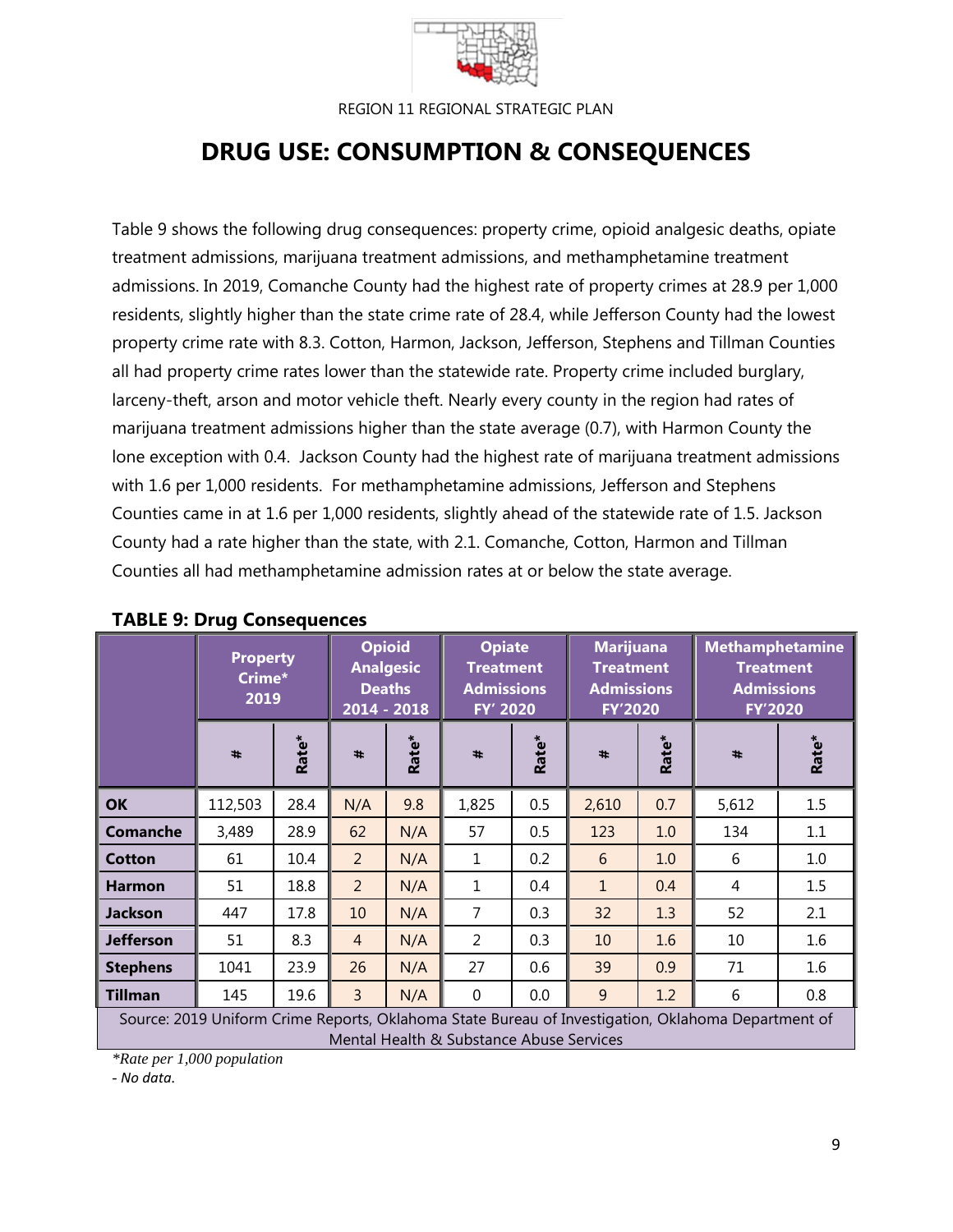# DRUG USE: CONSUMPTION & CONSEQUENCES

Table 9 shows the following drug consequences: property crime, opioid analgesic deaths, opiate treatment admissions, marijuana treatment admissions, and methamphetamine treatment admissions. In 2019, Comanche County had the highest rate of property crimes at 28.9 per 1,000 residents, slightly higher than the state crime rate of 28.4, while Jefferson County had the lowest property crime rate with 8.3. Cotton, Harmon, Jackson, Jefferson, Stephens and Tillman Counties all had property crime rates lower than the statewide rate. Property crime included burglary, larceny-theft, arson and motor vehicle theft. Nearly every county in the region had rates of marijuana treatment admissions higher than the state average (0.7), with Harmon County the lone exception with 0.4. Jackson County had the highest rate of marijuana treatment admissions with 1.6 per 1,000 residents. For methamphetamine admissions, Jefferson and Stephens Counties came in at 1.6 per 1,000 residents, slightly ahead of the statewide rate of 1.5. Jackson County had a rate higher than the state, with 2.1. Comanche, Cotton, Harmon and Tillman Counties all had methamphetamine admission rates at or below the state average.

**TABLE 9: Drug Consequences**

| | Property Crime* 2019 | | Opioid Analgesic Deaths 2014 - 2018 | | Opiate Treatment Admissions FY' 2020 | | Marijuana Treatment Admissions FY'2020 | | Methamphetamine Treatment Admissions FY'2020 | |
|---|---|---|---|---|---|---|---|---|---|---|
| | # | Rate* | # | Rate* | # | Rate* | # | Rate* | # | Rate* |
| **OK** | 112,503 | 28.4 | N/A | 9.8 | 1,825 | 0.5 | 2,610 | 0.7 | 5,612 | 1.5 |
| **Comanche** | 3,489 | 28.9 | 62 | N/A | 57 | 0.5 | 123 | 1.0 | 134 | 1.1 |
| **Cotton** | 61 | 10.4 | 2 | N/A | 1 | 0.2 | 6 | 1.0 | 6 | 1.0 |
| **Harmon** | 51 | 18.8 | 2 | N/A | 1 | 0.4 | 1 | 0.4 | 4 | 1.5 |
| **Jackson** | 447 | 17.8 | 10 | N/A | 7 | 0.3 | 32 | 1.3 | 52 | 2.1 |
| **Jefferson** | 51 | 8.3 | 4 | N/A | 2 | 0.3 | 10 | 1.6 | 10 | 1.6 |
| **Stephens** | 1041 | 23.9 | 26 | N/A | 27 | 0.6 | 39 | 0.9 | 71 | 1.6 |
| **Tillman** | 145 | 19.6 | 3 | N/A | 0 | 0.0 | 9 | 1.2 | 6 | 0.8 |

Source: 2019 Uniform Crime Reports, Oklahoma State Bureau of Investigation, Oklahoma Department of Mental Health & Substance Abuse Services

*\*Rate per 1,000 population*

*- No data.*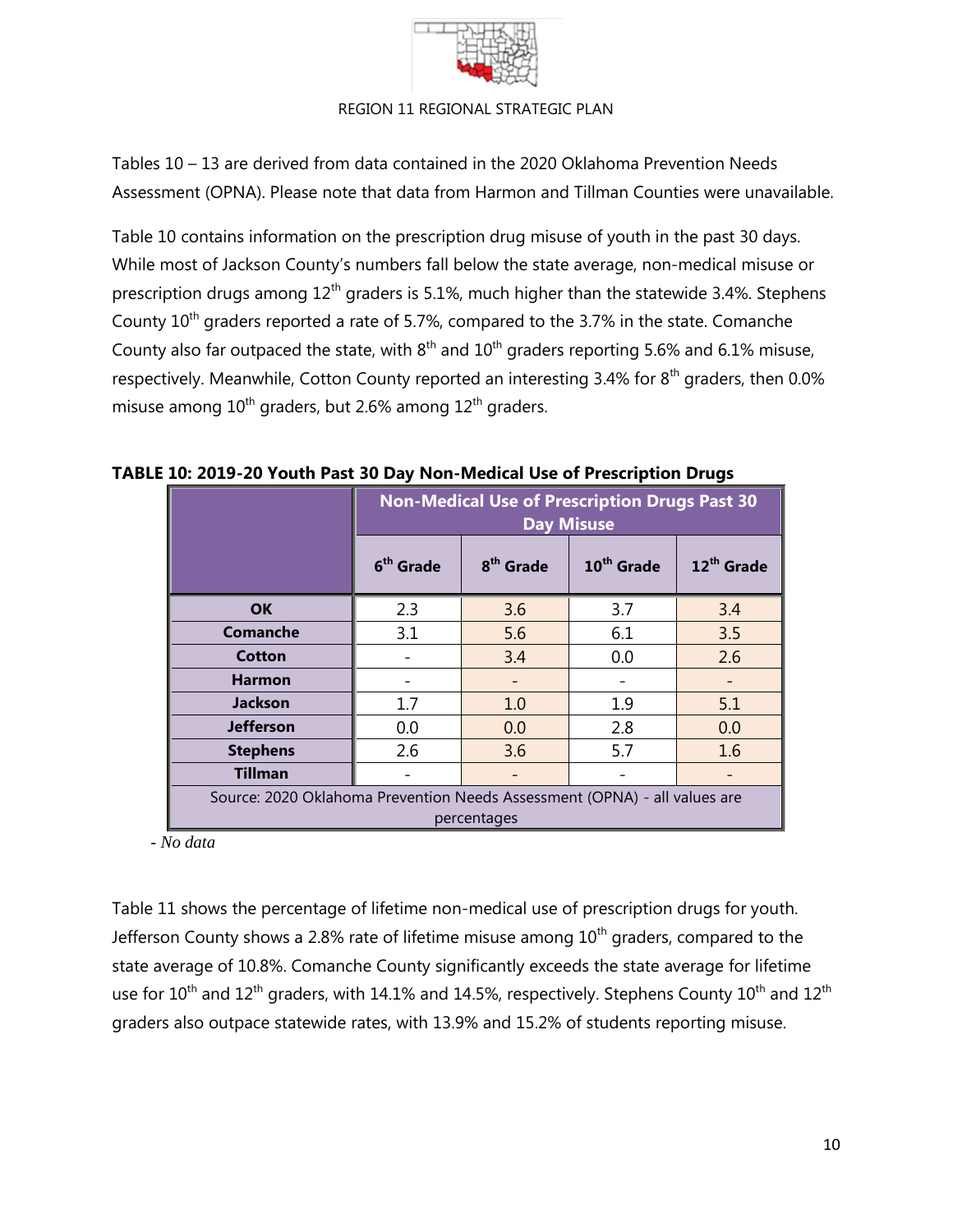Tables 10 – 13 are derived from data contained in the 2020 Oklahoma Prevention Needs Assessment (OPNA). Please note that data from Harmon and Tillman Counties were unavailable.

Table 10 contains information on the prescription drug misuse of youth in the past 30 days. While most of Jackson County's numbers fall below the state average, non-medical misuse or prescription drugs among 12th graders is 5.1%, much higher than the statewide 3.4%. Stephens County 10th graders reported a rate of 5.7%, compared to the 3.7% in the state. Comanche County also far outpaced the state, with 8th and 10th graders reporting 5.6% and 6.1% misuse, respectively. Meanwhile, Cotton County reported an interesting 3.4% for 8th graders, then 0.0% misuse among 10th graders, but 2.6% among 12th graders.

**TABLE 10: 2019-20 Youth Past 30 Day Non-Medical Use of Prescription Drugs**

| | Non-Medical Use of Prescription Drugs Past 30 Day Misuse | | | |
|---|---|---|---|---|
| | 6th Grade | 8th Grade | 10th Grade | 12th Grade |
| **OK** | 2.3 | 3.6 | 3.7 | 3.4 |
| **Comanche** | 3.1 | 5.6 | 6.1 | 3.5 |
| **Cotton** | - | 3.4 | 0.0 | 2.6 |
| **Harmon** | - | - | - | - |
| **Jackson** | 1.7 | 1.0 | 1.9 | 5.1 |
| **Jefferson** | 0.0 | 0.0 | 2.8 | 0.0 |
| **Stephens** | 2.6 | 3.6 | 5.7 | 1.6 |
| **Tillman** | - | - | - | - |
| Source: 2020 Oklahoma Prevention Needs Assessment (OPNA) - all values are percentages | | | | |

*- No data*

Table 11 shows the percentage of lifetime non-medical use of prescription drugs for youth. Jefferson County shows a 2.8% rate of lifetime misuse among 10th graders, compared to the state average of 10.8%. Comanche County significantly exceeds the state average for lifetime use for 10th and 12th graders, with 14.1% and 14.5%, respectively. Stephens County 10th and 12th graders also outpace statewide rates, with 13.9% and 15.2% of students reporting misuse.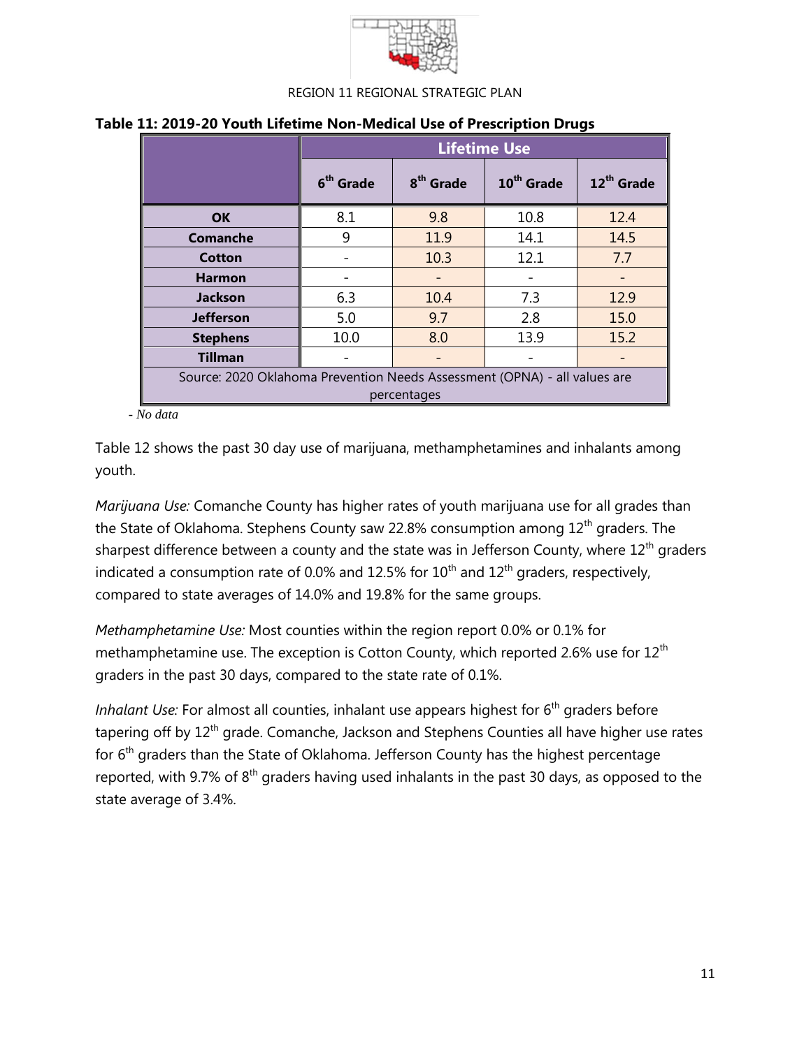**Table 11: 2019-20 Youth Lifetime Non-Medical Use of Prescription Drugs**

| | Lifetime Use | | | |
|---|---|---|---|---|
| | 6th Grade | 8th Grade | 10th Grade | 12th Grade |
| **OK** | 8.1 | 9.8 | 10.8 | 12.4 |
| **Comanche** | 9 | 11.9 | 14.1 | 14.5 |
| **Cotton** | - | 10.3 | 12.1 | 7.7 |
| **Harmon** | - | - | - | - |
| **Jackson** | 6.3 | 10.4 | 7.3 | 12.9 |
| **Jefferson** | 5.0 | 9.7 | 2.8 | 15.0 |
| **Stephens** | 10.0 | 8.0 | 13.9 | 15.2 |
| **Tillman** | - | - | - | - |
| Source: 2020 Oklahoma Prevention Needs Assessment (OPNA) - all values are percentages | | | | |

*- No data*

Table 12 shows the past 30 day use of marijuana, methamphetamines and inhalants among youth.

*Marijuana Use:* Comanche County has higher rates of youth marijuana use for all grades than the State of Oklahoma. Stephens County saw 22.8% consumption among 12th graders. The sharpest difference between a county and the state was in Jefferson County, where 12th graders indicated a consumption rate of 0.0% and 12.5% for 10th and 12th graders, respectively, compared to state averages of 14.0% and 19.8% for the same groups.

*Methamphetamine Use:* Most counties within the region report 0.0% or 0.1% for methamphetamine use. The exception is Cotton County, which reported 2.6% use for 12th graders in the past 30 days, compared to the state rate of 0.1%.

*Inhalant Use:* For almost all counties, inhalant use appears highest for 6th graders before tapering off by 12th grade. Comanche, Jackson and Stephens Counties all have higher use rates for 6th graders than the State of Oklahoma. Jefferson County has the highest percentage reported, with 9.7% of 8th graders having used inhalants in the past 30 days, as opposed to the state average of 3.4%.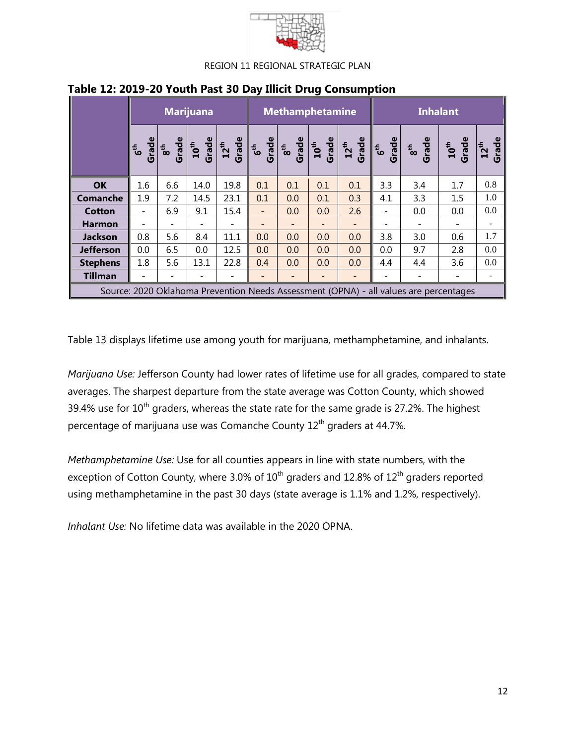**Table 12: 2019-20 Youth Past 30 Day Illicit Drug Consumption**

| | Marijuana | | | | Methamphetamine | | | | Inhalant | | | |
|---|---|---|---|---|---|---|---|---|---|---|---|---|
| | 6th Grade | 8th Grade | 10th Grade | 12th Grade | 6th Grade | 8th Grade | 10th Grade | 12th Grade | 6th Grade | 8th Grade | 10th Grade | 12th Grade |
| **OK** | 1.6 | 6.6 | 14.0 | 19.8 | 0.1 | 0.1 | 0.1 | 0.1 | 3.3 | 3.4 | 1.7 | 0.8 |
| **Comanche** | 1.9 | 7.2 | 14.5 | 23.1 | 0.1 | 0.0 | 0.1 | 0.3 | 4.1 | 3.3 | 1.5 | 1.0 |
| **Cotton** | - | 6.9 | 9.1 | 15.4 | - | 0.0 | 0.0 | 2.6 | - | 0.0 | 0.0 | 0.0 |
| **Harmon** | - | - | - | - | - | - | - | - | - | - | - | - |
| **Jackson** | 0.8 | 5.6 | 8.4 | 11.1 | 0.0 | 0.0 | 0.0 | 0.0 | 3.8 | 3.0 | 0.6 | 1.7 |
| **Jefferson** | 0.0 | 6.5 | 0.0 | 12.5 | 0.0 | 0.0 | 0.0 | 0.0 | 0.0 | 9.7 | 2.8 | 0.0 |
| **Stephens** | 1.8 | 5.6 | 13.1 | 22.8 | 0.4 | 0.0 | 0.0 | 0.0 | 4.4 | 4.4 | 3.6 | 0.0 |
| **Tillman** | - | - | - | - | - | - | - | - | - | - | - | - |
| Source: 2020 Oklahoma Prevention Needs Assessment (OPNA) - all values are percentages | | | | | | | | | | | | |

Table 13 displays lifetime use among youth for marijuana, methamphetamine, and inhalants.

*Marijuana Use:* Jefferson County had lower rates of lifetime use for all grades, compared to state averages. The sharpest departure from the state average was Cotton County, which showed 39.4% use for 10th graders, whereas the state rate for the same grade is 27.2%. The highest percentage of marijuana use was Comanche County 12th graders at 44.7%.

*Methamphetamine Use:* Use for all counties appears in line with state numbers, with the exception of Cotton County, where 3.0% of 10th graders and 12.8% of 12th graders reported using methamphetamine in the past 30 days (state average is 1.1% and 1.2%, respectively).

*Inhalant Use:* No lifetime data was available in the 2020 OPNA.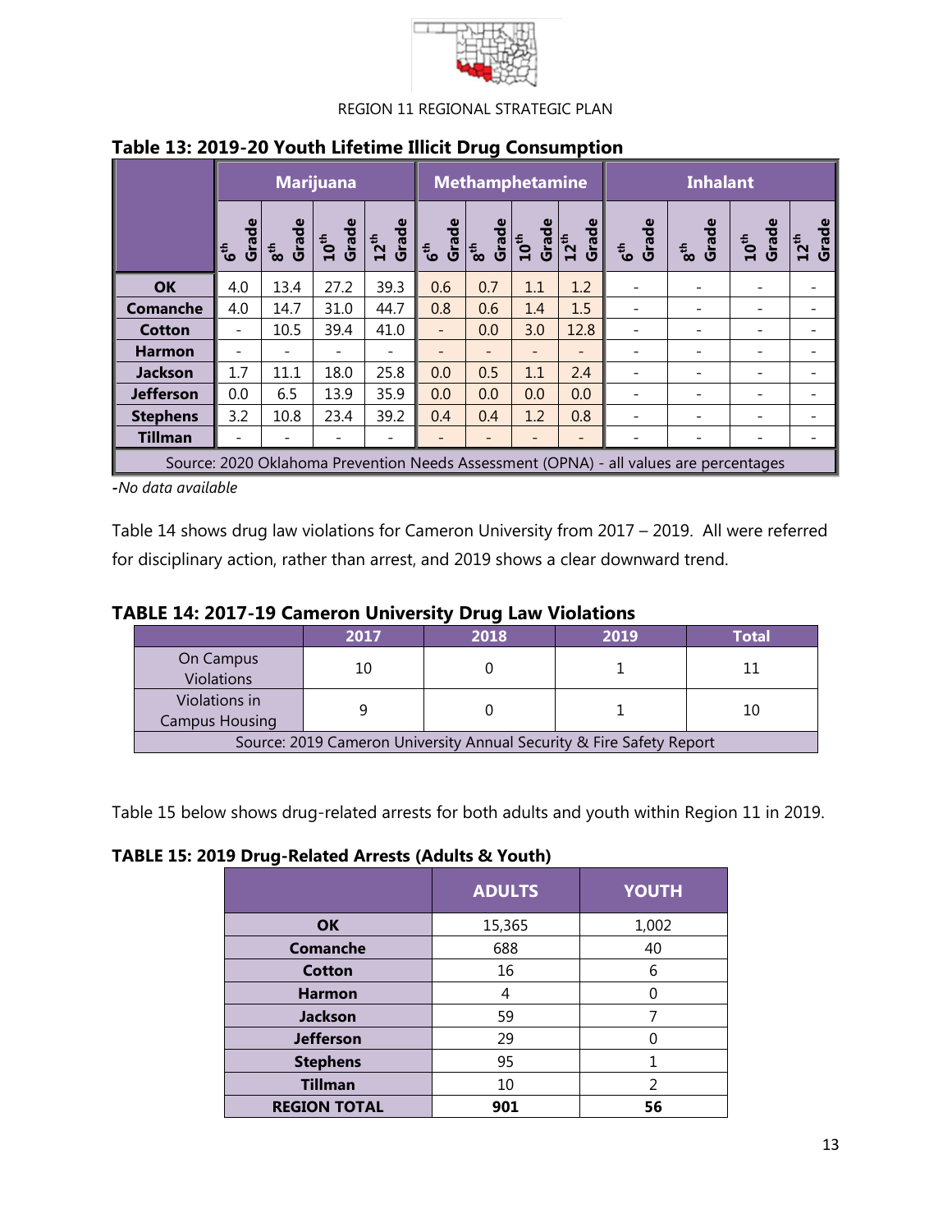### Table 13: 2019-20 Youth Lifetime Illicit Drug Consumption

| | Marijuana | | | | Methamphetamine | | | | Inhalant | | | |
|---|---|---|---|---|---|---|---|---|---|---|---|---|
| | 6th Grade | 8th Grade | 10th Grade | 12th Grade | 6th Grade | 8th Grade | 10th Grade | 12th Grade | 6th Grade | 8th Grade | 10th Grade | 12th Grade |
| **OK** | 4.0 | 13.4 | 27.2 | 39.3 | 0.6 | 0.7 | 1.1 | 1.2 | - | - | - | - |
| **Comanche** | 4.0 | 14.7 | 31.0 | 44.7 | 0.8 | 0.6 | 1.4 | 1.5 | - | - | - | - |
| **Cotton** | - | 10.5 | 39.4 | 41.0 | - | 0.0 | 3.0 | 12.8 | - | - | - | - |
| **Harmon** | - | - | - | - | - | - | - | - | - | - | - | - |
| **Jackson** | 1.7 | 11.1 | 18.0 | 25.8 | 0.0 | 0.5 | 1.1 | 2.4 | - | - | - | - |
| **Jefferson** | 0.0 | 6.5 | 13.9 | 35.9 | 0.0 | 0.0 | 0.0 | 0.0 | - | - | - | - |
| **Stephens** | 3.2 | 10.8 | 23.4 | 39.2 | 0.4 | 0.4 | 1.2 | 0.8 | - | - | - | - |
| **Tillman** | - | - | - | - | - | - | - | - | - | - | - | - |

Source: 2020 Oklahoma Prevention Needs Assessment (OPNA) - all values are percentages

*-No data available*

Table 14 shows drug law violations for Cameron University from 2017 – 2019. All were referred for disciplinary action, rather than arrest, and 2019 shows a clear downward trend.

### TABLE 14: 2017-19 Cameron University Drug Law Violations

| | 2017 | 2018 | 2019 | Total |
|---|---|---|---|---|
| On Campus Violations | 10 | 0 | 1 | 11 |
| Violations in Campus Housing | 9 | 0 | 1 | 10 |

Source: 2019 Cameron University Annual Security & Fire Safety Report

Table 15 below shows drug-related arrests for both adults and youth within Region 11 in 2019.

### TABLE 15: 2019 Drug-Related Arrests (Adults & Youth)

| | ADULTS | YOUTH |
|---|---|---|
| **OK** | 15,365 | 1,002 |
| **Comanche** | 688 | 40 |
| **Cotton** | 16 | 6 |
| **Harmon** | 4 | 0 |
| **Jackson** | 59 | 7 |
| **Jefferson** | 29 | 0 |
| **Stephens** | 95 | 1 |
| **Tillman** | 10 | 2 |
| **REGION TOTAL** | **901** | **56** |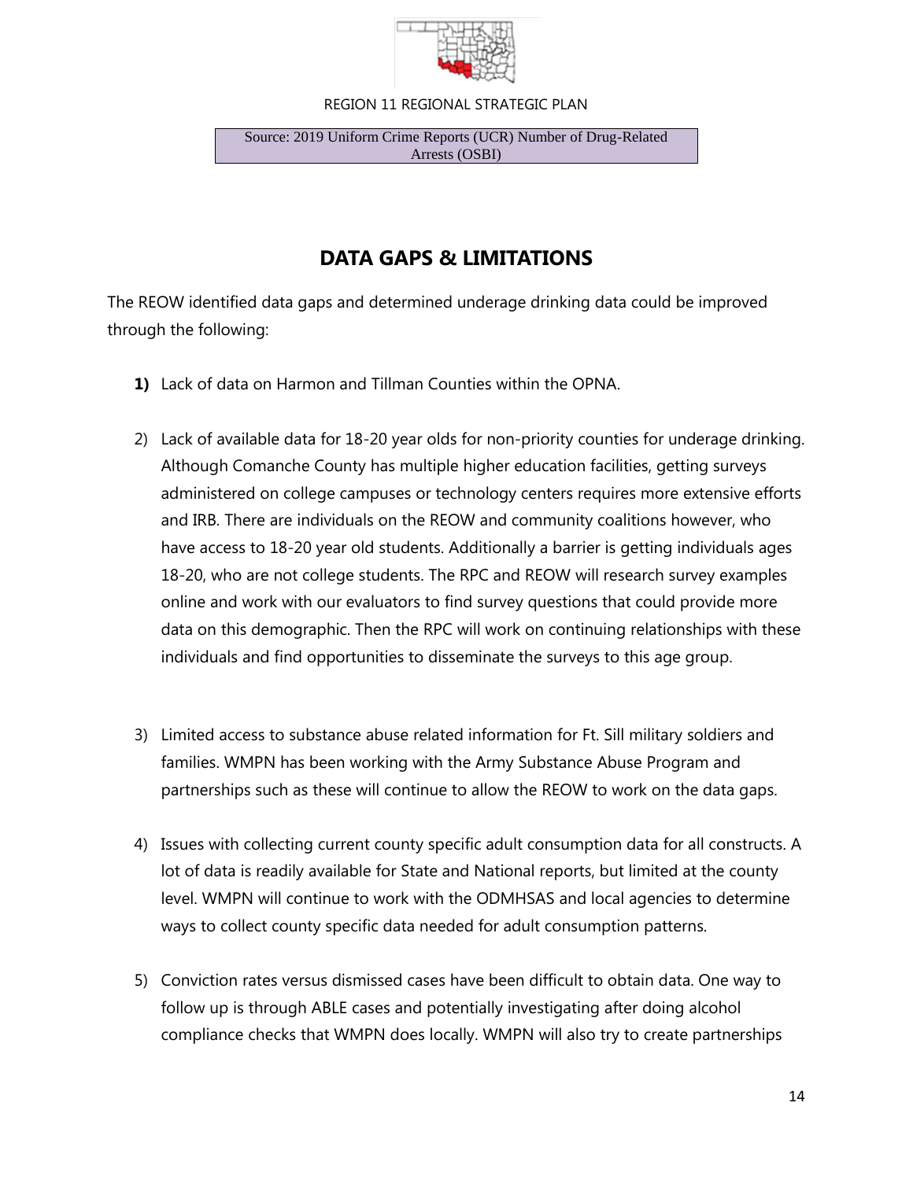Source: 2019 Uniform Crime Reports (UCR) Number of Drug-Related Arrests (OSBI)

## DATA GAPS & LIMITATIONS

The REOW identified data gaps and determined underage drinking data could be improved through the following:

1) Lack of data on Harmon and Tillman Counties within the OPNA.

2) Lack of available data for 18-20 year olds for non-priority counties for underage drinking. Although Comanche County has multiple higher education facilities, getting surveys administered on college campuses or technology centers requires more extensive efforts and IRB. There are individuals on the REOW and community coalitions however, who have access to 18-20 year old students. Additionally a barrier is getting individuals ages 18-20, who are not college students. The RPC and REOW will research survey examples online and work with our evaluators to find survey questions that could provide more data on this demographic. Then the RPC will work on continuing relationships with these individuals and find opportunities to disseminate the surveys to this age group.

3) Limited access to substance abuse related information for Ft. Sill military soldiers and families. WMPN has been working with the Army Substance Abuse Program and partnerships such as these will continue to allow the REOW to work on the data gaps.

4) Issues with collecting current county specific adult consumption data for all constructs. A lot of data is readily available for State and National reports, but limited at the county level. WMPN will continue to work with the ODMHSAS and local agencies to determine ways to collect county specific data needed for adult consumption patterns.

5) Conviction rates versus dismissed cases have been difficult to obtain data. One way to follow up is through ABLE cases and potentially investigating after doing alcohol compliance checks that WMPN does locally. WMPN will also try to create partnerships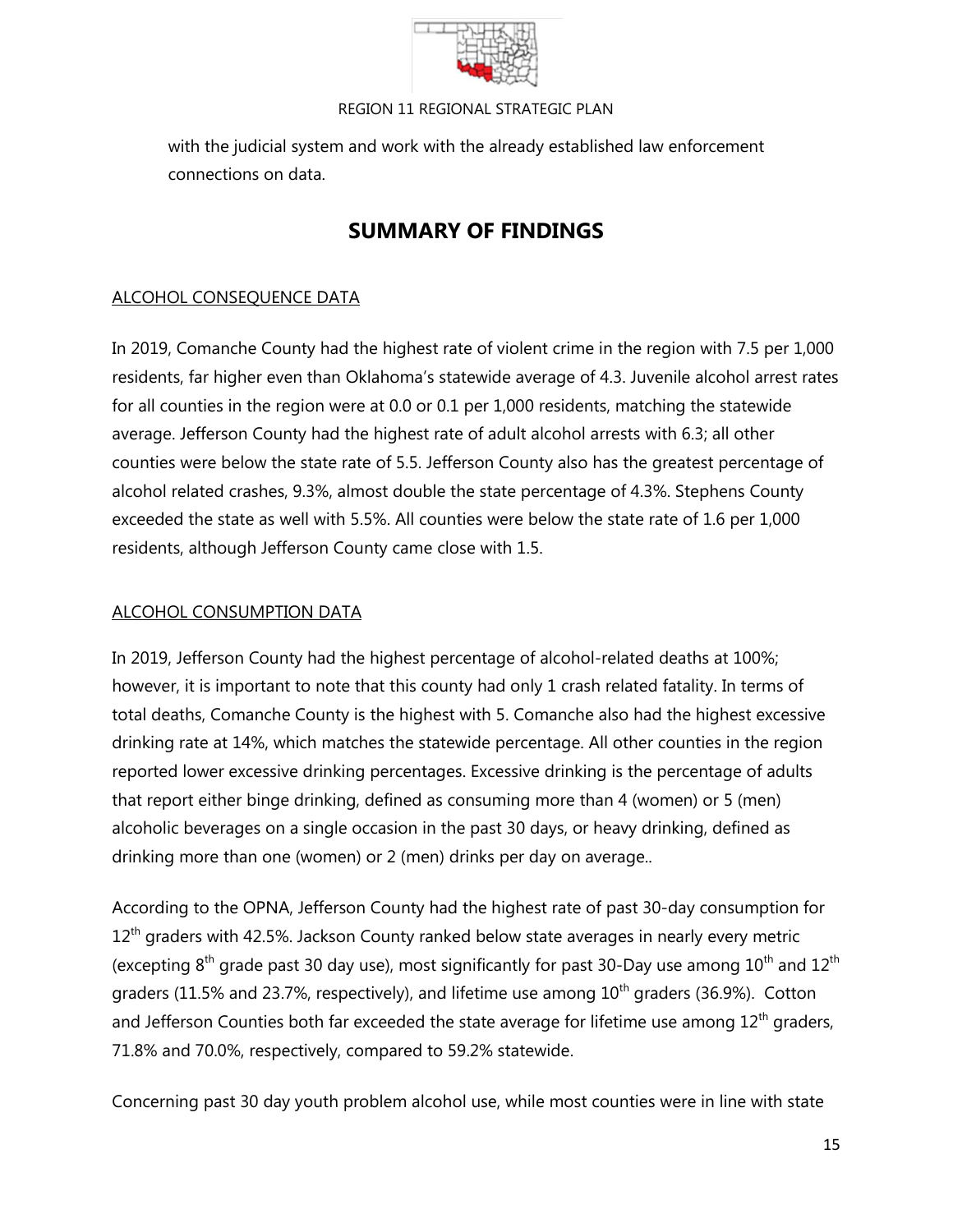with the judicial system and work with the already established law enforcement connections on data.

# SUMMARY OF FINDINGS

## ALCOHOL CONSEQUENCE DATA

In 2019, Comanche County had the highest rate of violent crime in the region with 7.5 per 1,000 residents, far higher even than Oklahoma's statewide average of 4.3. Juvenile alcohol arrest rates for all counties in the region were at 0.0 or 0.1 per 1,000 residents, matching the statewide average. Jefferson County had the highest rate of adult alcohol arrests with 6.3; all other counties were below the state rate of 5.5. Jefferson County also has the greatest percentage of alcohol related crashes, 9.3%, almost double the state percentage of 4.3%. Stephens County exceeded the state as well with 5.5%. All counties were below the state rate of 1.6 per 1,000 residents, although Jefferson County came close with 1.5.

## ALCOHOL CONSUMPTION DATA

In 2019, Jefferson County had the highest percentage of alcohol-related deaths at 100%; however, it is important to note that this county had only 1 crash related fatality. In terms of total deaths, Comanche County is the highest with 5. Comanche also had the highest excessive drinking rate at 14%, which matches the statewide percentage. All other counties in the region reported lower excessive drinking percentages. Excessive drinking is the percentage of adults that report either binge drinking, defined as consuming more than 4 (women) or 5 (men) alcoholic beverages on a single occasion in the past 30 days, or heavy drinking, defined as drinking more than one (women) or 2 (men) drinks per day on average..

According to the OPNA, Jefferson County had the highest rate of past 30-day consumption for 12th graders with 42.5%. Jackson County ranked below state averages in nearly every metric (excepting 8th grade past 30 day use), most significantly for past 30-Day use among 10th and 12th graders (11.5% and 23.7%, respectively), and lifetime use among 10th graders (36.9%). Cotton and Jefferson Counties both far exceeded the state average for lifetime use among 12th graders, 71.8% and 70.0%, respectively, compared to 59.2% statewide.

Concerning past 30 day youth problem alcohol use, while most counties were in line with state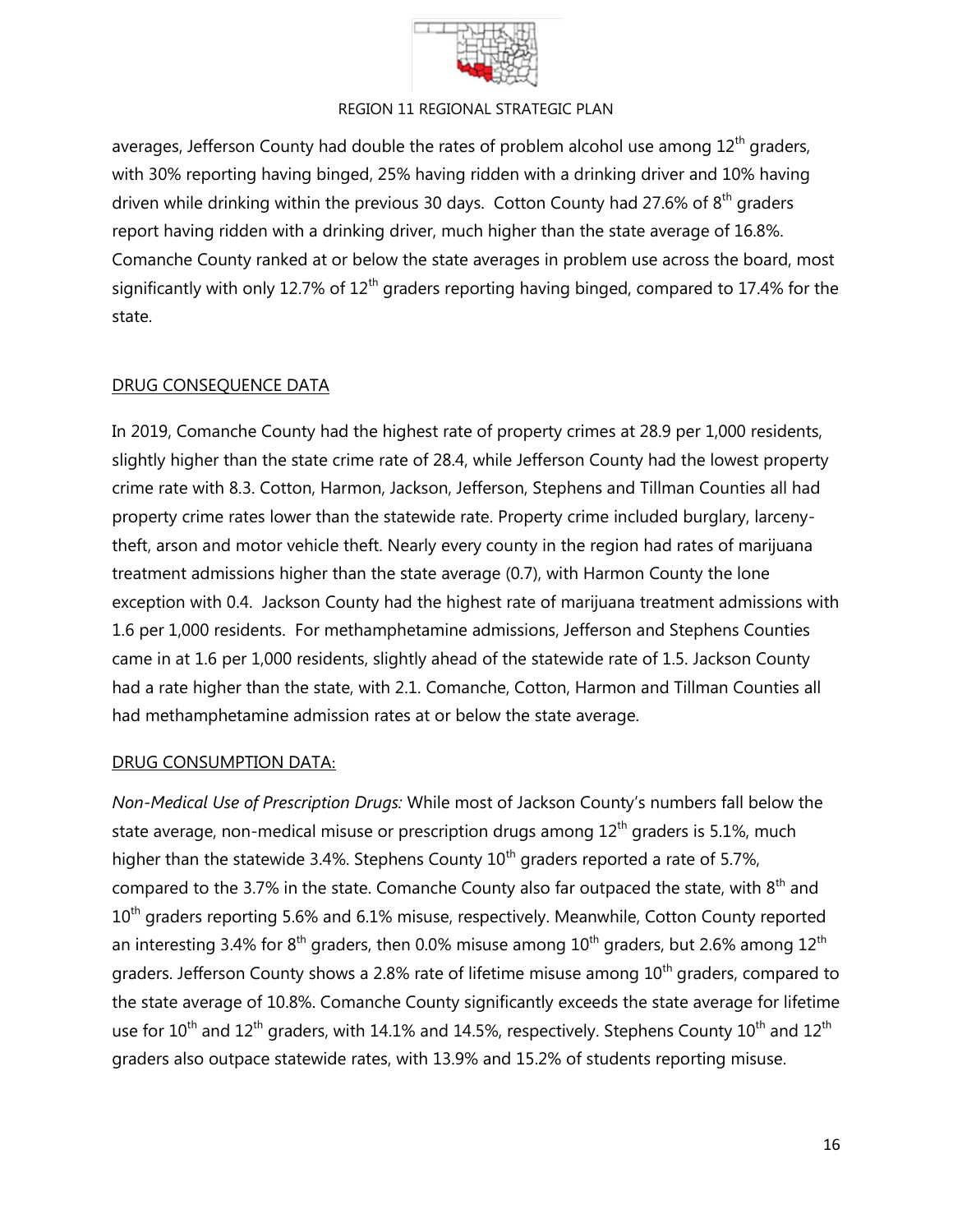averages, Jefferson County had double the rates of problem alcohol use among 12th graders, with 30% reporting having binged, 25% having ridden with a drinking driver and 10% having driven while drinking within the previous 30 days. Cotton County had 27.6% of 8th graders report having ridden with a drinking driver, much higher than the state average of 16.8%. Comanche County ranked at or below the state averages in problem use across the board, most significantly with only 12.7% of 12th graders reporting having binged, compared to 17.4% for the state.

## DRUG CONSEQUENCE DATA

In 2019, Comanche County had the highest rate of property crimes at 28.9 per 1,000 residents, slightly higher than the state crime rate of 28.4, while Jefferson County had the lowest property crime rate with 8.3. Cotton, Harmon, Jackson, Jefferson, Stephens and Tillman Counties all had property crime rates lower than the statewide rate. Property crime included burglary, larceny-theft, arson and motor vehicle theft. Nearly every county in the region had rates of marijuana treatment admissions higher than the state average (0.7), with Harmon County the lone exception with 0.4. Jackson County had the highest rate of marijuana treatment admissions with 1.6 per 1,000 residents. For methamphetamine admissions, Jefferson and Stephens Counties came in at 1.6 per 1,000 residents, slightly ahead of the statewide rate of 1.5. Jackson County had a rate higher than the state, with 2.1. Comanche, Cotton, Harmon and Tillman Counties all had methamphetamine admission rates at or below the state average.

## DRUG CONSUMPTION DATA:

*Non-Medical Use of Prescription Drugs:* While most of Jackson County's numbers fall below the state average, non-medical misuse or prescription drugs among 12th graders is 5.1%, much higher than the statewide 3.4%. Stephens County 10th graders reported a rate of 5.7%, compared to the 3.7% in the state. Comanche County also far outpaced the state, with 8th and 10th graders reporting 5.6% and 6.1% misuse, respectively. Meanwhile, Cotton County reported an interesting 3.4% for 8th graders, then 0.0% misuse among 10th graders, but 2.6% among 12th graders. Jefferson County shows a 2.8% rate of lifetime misuse among 10th graders, compared to the state average of 10.8%. Comanche County significantly exceeds the state average for lifetime use for 10th and 12th graders, with 14.1% and 14.5%, respectively. Stephens County 10th and 12th graders also outpace statewide rates, with 13.9% and 15.2% of students reporting misuse.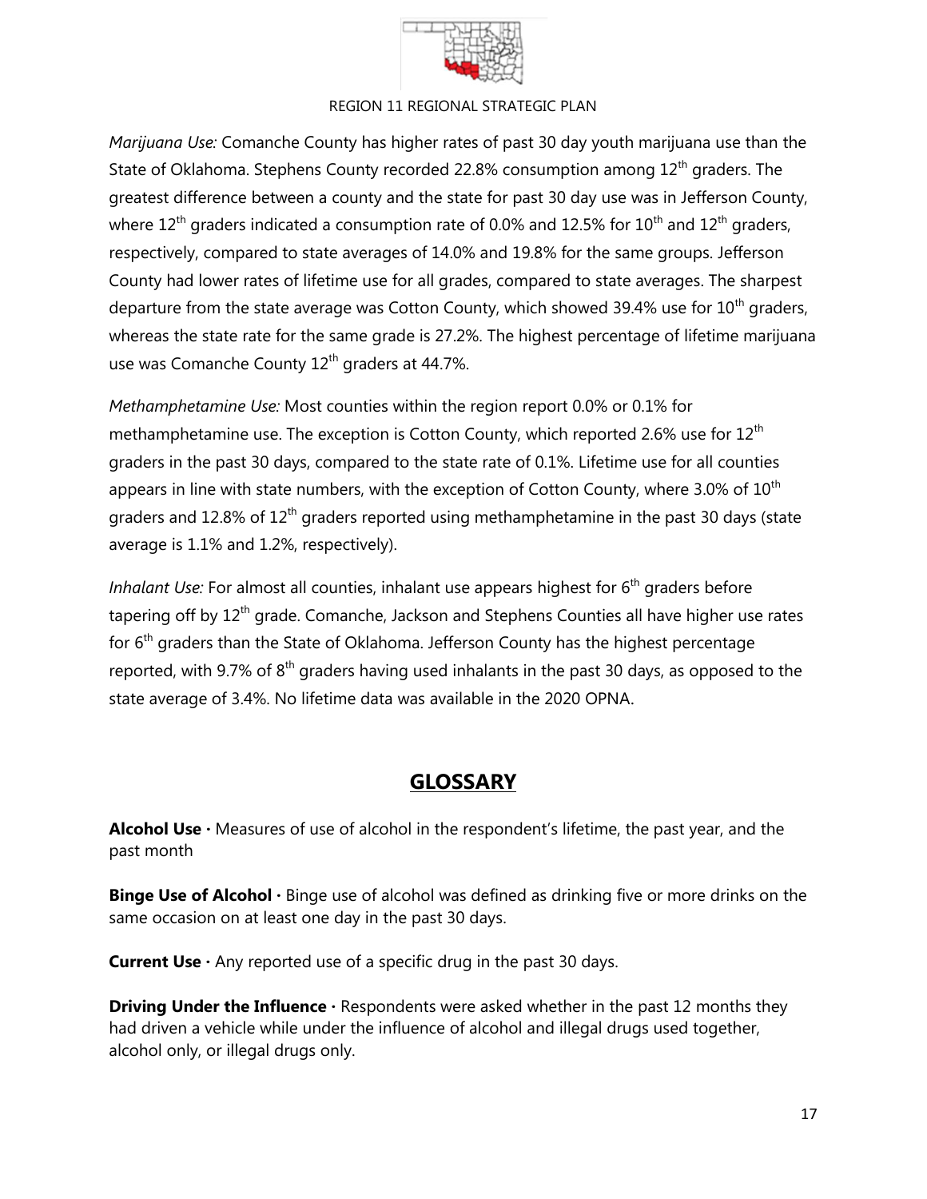*Marijuana Use:* Comanche County has higher rates of past 30 day youth marijuana use than the State of Oklahoma. Stephens County recorded 22.8% consumption among 12th graders. The greatest difference between a county and the state for past 30 day use was in Jefferson County, where 12th graders indicated a consumption rate of 0.0% and 12.5% for 10th and 12th graders, respectively, compared to state averages of 14.0% and 19.8% for the same groups. Jefferson County had lower rates of lifetime use for all grades, compared to state averages. The sharpest departure from the state average was Cotton County, which showed 39.4% use for 10th graders, whereas the state rate for the same grade is 27.2%. The highest percentage of lifetime marijuana use was Comanche County 12th graders at 44.7%.

*Methamphetamine Use:* Most counties within the region report 0.0% or 0.1% for methamphetamine use. The exception is Cotton County, which reported 2.6% use for 12th graders in the past 30 days, compared to the state rate of 0.1%. Lifetime use for all counties appears in line with state numbers, with the exception of Cotton County, where 3.0% of 10th graders and 12.8% of 12th graders reported using methamphetamine in the past 30 days (state average is 1.1% and 1.2%, respectively).

*Inhalant Use:* For almost all counties, inhalant use appears highest for 6th graders before tapering off by 12th grade. Comanche, Jackson and Stephens Counties all have higher use rates for 6th graders than the State of Oklahoma. Jefferson County has the highest percentage reported, with 9.7% of 8th graders having used inhalants in the past 30 days, as opposed to the state average of 3.4%. No lifetime data was available in the 2020 OPNA.

## GLOSSARY

**Alcohol Use ·** Measures of use of alcohol in the respondent's lifetime, the past year, and the past month

**Binge Use of Alcohol ·** Binge use of alcohol was defined as drinking five or more drinks on the same occasion on at least one day in the past 30 days.

**Current Use ·** Any reported use of a specific drug in the past 30 days.

**Driving Under the Influence ·** Respondents were asked whether in the past 12 months they had driven a vehicle while under the influence of alcohol and illegal drugs used together, alcohol only, or illegal drugs only.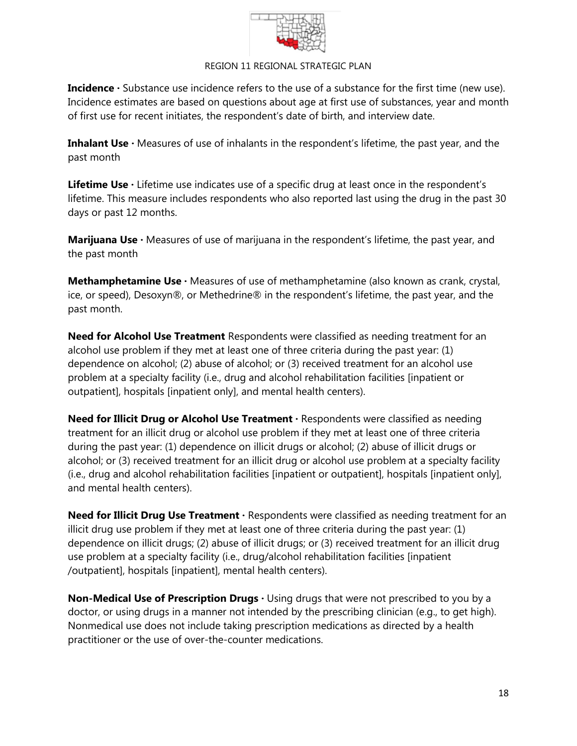**Incidence ·** Substance use incidence refers to the use of a substance for the first time (new use). Incidence estimates are based on questions about age at first use of substances, year and month of first use for recent initiates, the respondent's date of birth, and interview date.

**Inhalant Use ·** Measures of use of inhalants in the respondent's lifetime, the past year, and the past month

**Lifetime Use ·** Lifetime use indicates use of a specific drug at least once in the respondent's lifetime. This measure includes respondents who also reported last using the drug in the past 30 days or past 12 months.

**Marijuana Use ·** Measures of use of marijuana in the respondent's lifetime, the past year, and the past month

**Methamphetamine Use ·** Measures of use of methamphetamine (also known as crank, crystal, ice, or speed), Desoxyn®, or Methedrine® in the respondent's lifetime, the past year, and the past month.

**Need for Alcohol Use Treatment** Respondents were classified as needing treatment for an alcohol use problem if they met at least one of three criteria during the past year: (1) dependence on alcohol; (2) abuse of alcohol; or (3) received treatment for an alcohol use problem at a specialty facility (i.e., drug and alcohol rehabilitation facilities [inpatient or outpatient], hospitals [inpatient only], and mental health centers).

**Need for Illicit Drug or Alcohol Use Treatment ·** Respondents were classified as needing treatment for an illicit drug or alcohol use problem if they met at least one of three criteria during the past year: (1) dependence on illicit drugs or alcohol; (2) abuse of illicit drugs or alcohol; or (3) received treatment for an illicit drug or alcohol use problem at a specialty facility (i.e., drug and alcohol rehabilitation facilities [inpatient or outpatient], hospitals [inpatient only], and mental health centers).

**Need for Illicit Drug Use Treatment ·** Respondents were classified as needing treatment for an illicit drug use problem if they met at least one of three criteria during the past year: (1) dependence on illicit drugs; (2) abuse of illicit drugs; or (3) received treatment for an illicit drug use problem at a specialty facility (i.e., drug/alcohol rehabilitation facilities [inpatient /outpatient], hospitals [inpatient], mental health centers).

**Non-Medical Use of Prescription Drugs ·** Using drugs that were not prescribed to you by a doctor, or using drugs in a manner not intended by the prescribing clinician (e.g., to get high). Nonmedical use does not include taking prescription medications as directed by a health practitioner or the use of over-the-counter medications.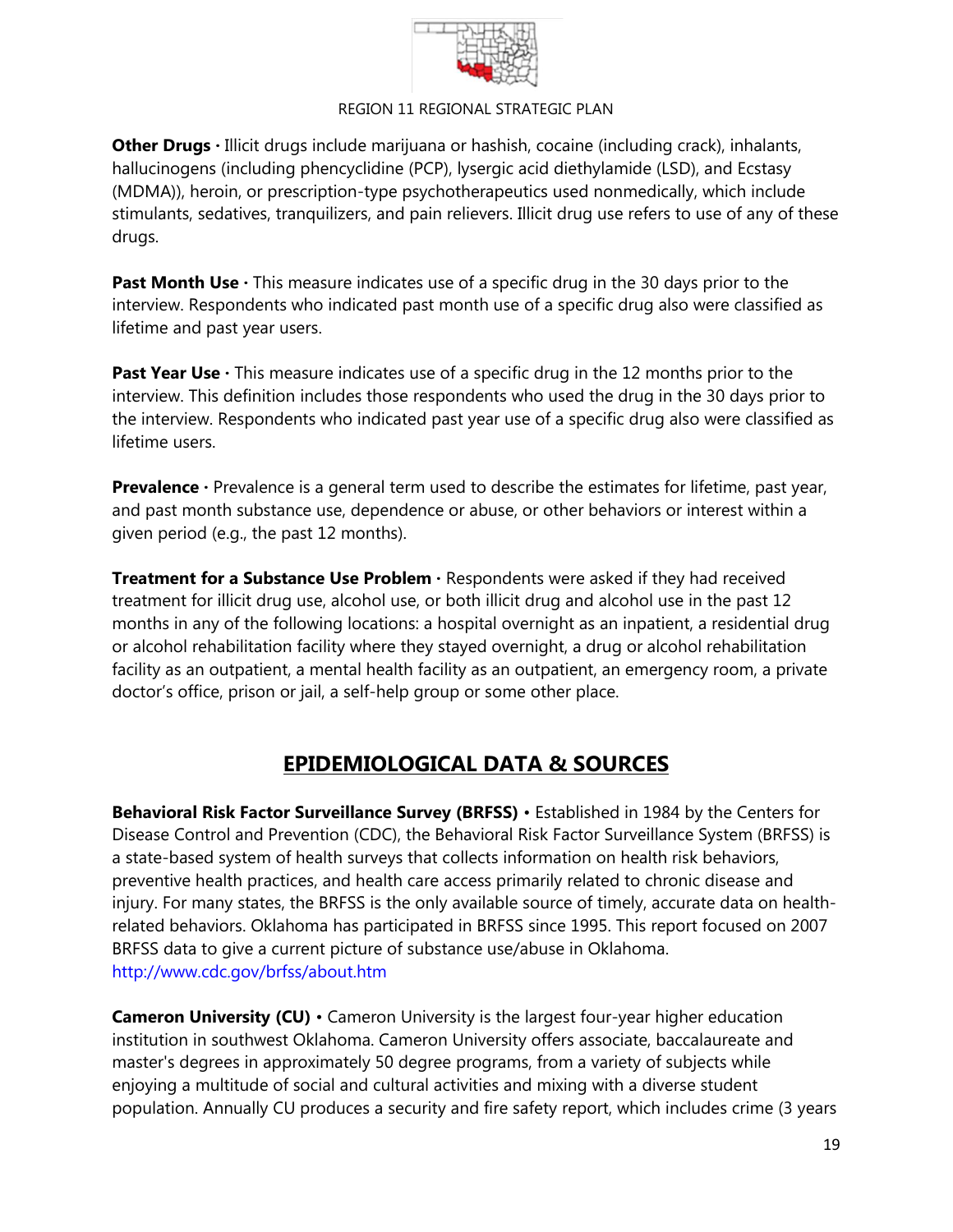**Other Drugs ·** Illicit drugs include marijuana or hashish, cocaine (including crack), inhalants, hallucinogens (including phencyclidine (PCP), lysergic acid diethylamide (LSD), and Ecstasy (MDMA)), heroin, or prescription-type psychotherapeutics used nonmedically, which include stimulants, sedatives, tranquilizers, and pain relievers. Illicit drug use refers to use of any of these drugs.

**Past Month Use ·** This measure indicates use of a specific drug in the 30 days prior to the interview. Respondents who indicated past month use of a specific drug also were classified as lifetime and past year users.

**Past Year Use ·** This measure indicates use of a specific drug in the 12 months prior to the interview. This definition includes those respondents who used the drug in the 30 days prior to the interview. Respondents who indicated past year use of a specific drug also were classified as lifetime users.

**Prevalence ·** Prevalence is a general term used to describe the estimates for lifetime, past year, and past month substance use, dependence or abuse, or other behaviors or interest within a given period (e.g., the past 12 months).

**Treatment for a Substance Use Problem ·** Respondents were asked if they had received treatment for illicit drug use, alcohol use, or both illicit drug and alcohol use in the past 12 months in any of the following locations: a hospital overnight as an inpatient, a residential drug or alcohol rehabilitation facility where they stayed overnight, a drug or alcohol rehabilitation facility as an outpatient, a mental health facility as an outpatient, an emergency room, a private doctor's office, prison or jail, a self-help group or some other place.

## EPIDEMIOLOGICAL DATA & SOURCES

**Behavioral Risk Factor Surveillance Survey (BRFSS)** • Established in 1984 by the Centers for Disease Control and Prevention (CDC), the Behavioral Risk Factor Surveillance System (BRFSS) is a state-based system of health surveys that collects information on health risk behaviors, preventive health practices, and health care access primarily related to chronic disease and injury. For many states, the BRFSS is the only available source of timely, accurate data on health-related behaviors. Oklahoma has participated in BRFSS since 1995. This report focused on 2007 BRFSS data to give a current picture of substance use/abuse in Oklahoma. http://www.cdc.gov/brfss/about.htm

**Cameron University (CU)** • Cameron University is the largest four-year higher education institution in southwest Oklahoma. Cameron University offers associate, baccalaureate and master's degrees in approximately 50 degree programs, from a variety of subjects while enjoying a multitude of social and cultural activities and mixing with a diverse student population. Annually CU produces a security and fire safety report, which includes crime (3 years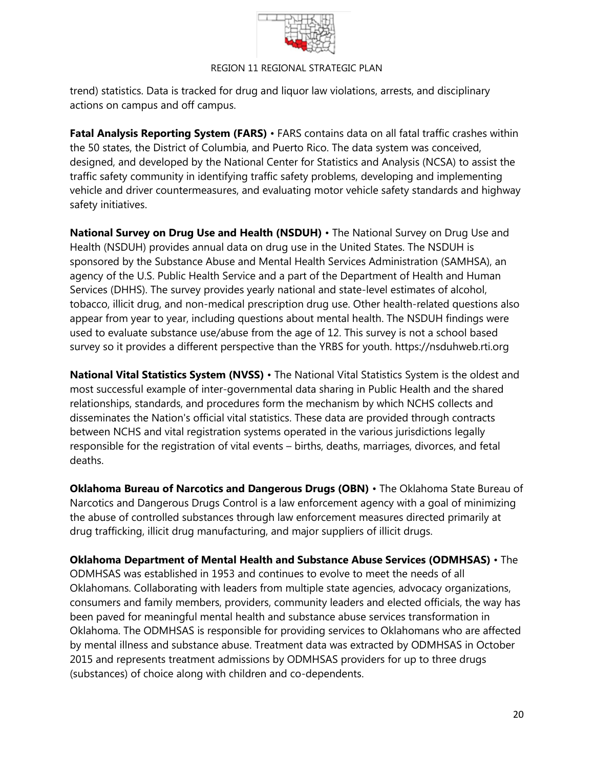trend) statistics. Data is tracked for drug and liquor law violations, arrests, and disciplinary actions on campus and off campus.

**Fatal Analysis Reporting System (FARS)** • FARS contains data on all fatal traffic crashes within the 50 states, the District of Columbia, and Puerto Rico. The data system was conceived, designed, and developed by the National Center for Statistics and Analysis (NCSA) to assist the traffic safety community in identifying traffic safety problems, developing and implementing vehicle and driver countermeasures, and evaluating motor vehicle safety standards and highway safety initiatives.

**National Survey on Drug Use and Health (NSDUH)** • The National Survey on Drug Use and Health (NSDUH) provides annual data on drug use in the United States. The NSDUH is sponsored by the Substance Abuse and Mental Health Services Administration (SAMHSA), an agency of the U.S. Public Health Service and a part of the Department of Health and Human Services (DHHS). The survey provides yearly national and state-level estimates of alcohol, tobacco, illicit drug, and non-medical prescription drug use. Other health-related questions also appear from year to year, including questions about mental health. The NSDUH findings were used to evaluate substance use/abuse from the age of 12. This survey is not a school based survey so it provides a different perspective than the YRBS for youth. https://nsduhweb.rti.org

**National Vital Statistics System (NVSS)** • The National Vital Statistics System is the oldest and most successful example of inter-governmental data sharing in Public Health and the shared relationships, standards, and procedures form the mechanism by which NCHS collects and disseminates the Nation's official vital statistics. These data are provided through contracts between NCHS and vital registration systems operated in the various jurisdictions legally responsible for the registration of vital events – births, deaths, marriages, divorces, and fetal deaths.

**Oklahoma Bureau of Narcotics and Dangerous Drugs (OBN)** • The Oklahoma State Bureau of Narcotics and Dangerous Drugs Control is a law enforcement agency with a goal of minimizing the abuse of controlled substances through law enforcement measures directed primarily at drug trafficking, illicit drug manufacturing, and major suppliers of illicit drugs.

**Oklahoma Department of Mental Health and Substance Abuse Services (ODMHSAS)** • The ODMHSAS was established in 1953 and continues to evolve to meet the needs of all Oklahomans. Collaborating with leaders from multiple state agencies, advocacy organizations, consumers and family members, providers, community leaders and elected officials, the way has been paved for meaningful mental health and substance abuse services transformation in Oklahoma. The ODMHSAS is responsible for providing services to Oklahomans who are affected by mental illness and substance abuse. Treatment data was extracted by ODMHSAS in October 2015 and represents treatment admissions by ODMHSAS providers for up to three drugs (substances) of choice along with children and co-dependents.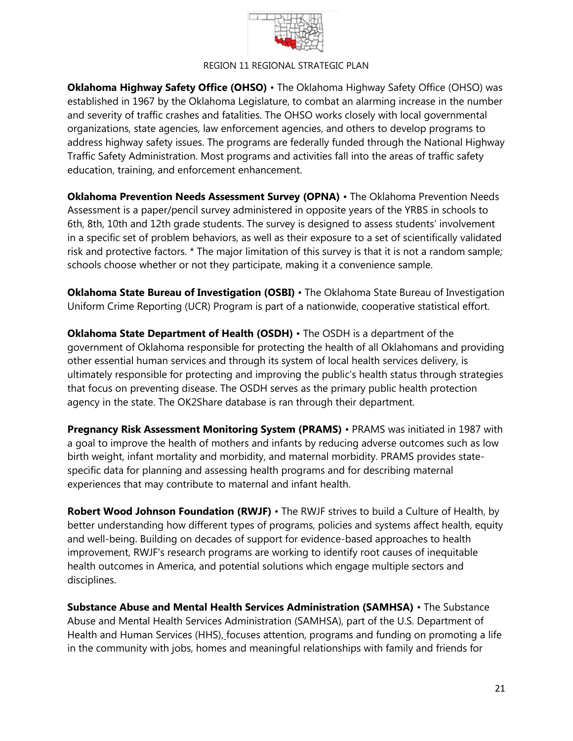**Oklahoma Highway Safety Office (OHSO)** • The Oklahoma Highway Safety Office (OHSO) was established in 1967 by the Oklahoma Legislature, to combat an alarming increase in the number and severity of traffic crashes and fatalities. The OHSO works closely with local governmental organizations, state agencies, law enforcement agencies, and others to develop programs to address highway safety issues. The programs are federally funded through the National Highway Traffic Safety Administration. Most programs and activities fall into the areas of traffic safety education, training, and enforcement enhancement.

**Oklahoma Prevention Needs Assessment Survey (OPNA)** • The Oklahoma Prevention Needs Assessment is a paper/pencil survey administered in opposite years of the YRBS in schools to 6th, 8th, 10th and 12th grade students. The survey is designed to assess students' involvement in a specific set of problem behaviors, as well as their exposure to a set of scientifically validated risk and protective factors. * The major limitation of this survey is that it is not a random sample; schools choose whether or not they participate, making it a convenience sample.

**Oklahoma State Bureau of Investigation (OSBI)** • The Oklahoma State Bureau of Investigation Uniform Crime Reporting (UCR) Program is part of a nationwide, cooperative statistical effort.

**Oklahoma State Department of Health (OSDH)** • The OSDH is a department of the government of Oklahoma responsible for protecting the health of all Oklahomans and providing other essential human services and through its system of local health services delivery, is ultimately responsible for protecting and improving the public's health status through strategies that focus on preventing disease. The OSDH serves as the primary public health protection agency in the state. The OK2Share database is ran through their department.

**Pregnancy Risk Assessment Monitoring System (PRAMS)** • PRAMS was initiated in 1987 with a goal to improve the health of mothers and infants by reducing adverse outcomes such as low birth weight, infant mortality and morbidity, and maternal morbidity. PRAMS provides state-specific data for planning and assessing health programs and for describing maternal experiences that may contribute to maternal and infant health.

**Robert Wood Johnson Foundation (RWJF)** • The RWJF strives to build a Culture of Health, by better understanding how different types of programs, policies and systems affect health, equity and well-being. Building on decades of support for evidence-based approaches to health improvement, RWJF's research programs are working to identify root causes of inequitable health outcomes in America, and potential solutions which engage multiple sectors and disciplines.

**Substance Abuse and Mental Health Services Administration (SAMHSA)** • The Substance Abuse and Mental Health Services Administration (SAMHSA), part of the U.S. Department of Health and Human Services (HHS), focuses attention, programs and funding on promoting a life in the community with jobs, homes and meaningful relationships with family and friends for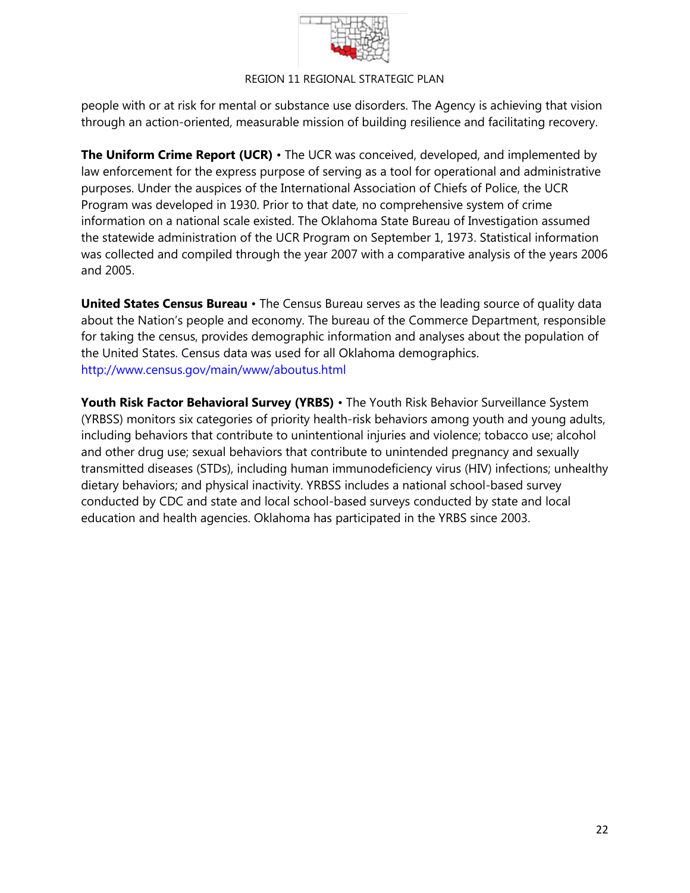people with or at risk for mental or substance use disorders. The Agency is achieving that vision through an action-oriented, measurable mission of building resilience and facilitating recovery.

**The Uniform Crime Report (UCR)** • The UCR was conceived, developed, and implemented by law enforcement for the express purpose of serving as a tool for operational and administrative purposes. Under the auspices of the International Association of Chiefs of Police, the UCR Program was developed in 1930. Prior to that date, no comprehensive system of crime information on a national scale existed. The Oklahoma State Bureau of Investigation assumed the statewide administration of the UCR Program on September 1, 1973. Statistical information was collected and compiled through the year 2007 with a comparative analysis of the years 2006 and 2005.

**United States Census Bureau** • The Census Bureau serves as the leading source of quality data about the Nation's people and economy. The bureau of the Commerce Department, responsible for taking the census, provides demographic information and analyses about the population of the United States. Census data was used for all Oklahoma demographics.
http://www.census.gov/main/www/aboutus.html

**Youth Risk Factor Behavioral Survey (YRBS)** • The Youth Risk Behavior Surveillance System (YRBSS) monitors six categories of priority health-risk behaviors among youth and young adults, including behaviors that contribute to unintentional injuries and violence; tobacco use; alcohol and other drug use; sexual behaviors that contribute to unintended pregnancy and sexually transmitted diseases (STDs), including human immunodeficiency virus (HIV) infections; unhealthy dietary behaviors; and physical inactivity. YRBSS includes a national school-based survey conducted by CDC and state and local school-based surveys conducted by state and local education and health agencies. Oklahoma has participated in the YRBS since 2003.